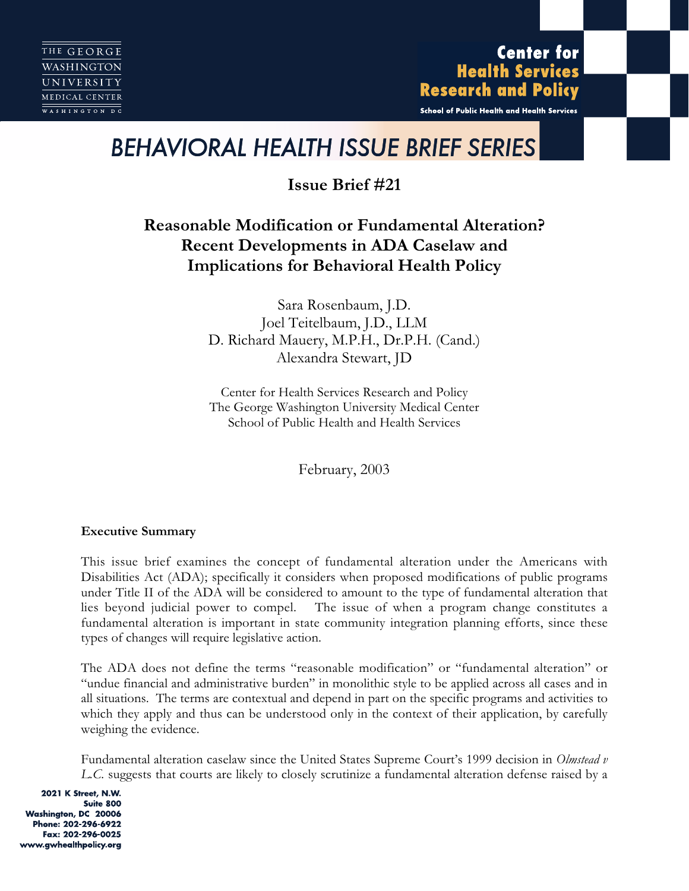THE GEORGE WASHINGTON UNIVERSITY MEDICAL CENTER
WASHINGTON DC

**Center for Health Services Research and Policy**
School of Public Health and Health Services

# BEHAVIORAL HEALTH ISSUE BRIEF SERIES

## Issue Brief #21

## Reasonable Modification or Fundamental Alteration? Recent Developments in ADA Caselaw and Implications for Behavioral Health Policy

Sara Rosenbaum, J.D.
Joel Teitelbaum, J.D., LLM
D. Richard Mauery, M.P.H., Dr.P.H. (Cand.)
Alexandra Stewart, JD

Center for Health Services Research and Policy
The George Washington University Medical Center
School of Public Health and Health Services

February, 2003

**Executive Summary**

This issue brief examines the concept of fundamental alteration under the Americans with Disabilities Act (ADA); specifically it considers when proposed modifications of public programs under Title II of the ADA will be considered to amount to the type of fundamental alteration that lies beyond judicial power to compel. The issue of when a program change constitutes a fundamental alteration is important in state community integration planning efforts, since these types of changes will require legislative action.

The ADA does not define the terms "reasonable modification" or "fundamental alteration" or "undue financial and administrative burden" in monolithic style to be applied across all cases and in all situations. The terms are contextual and depend in part on the specific programs and activities to which they apply and thus can be understood only in the context of their application, by carefully weighing the evidence.

Fundamental alteration caselaw since the United States Supreme Court's 1999 decision in *Olmstead v L.C.* suggests that courts are likely to closely scrutinize a fundamental alteration defense raised by a

2021 K Street, N.W.
Suite 800
Washington, DC 20006
Phone: 202-296-6922
Fax: 202-296-0025
www.gwhealthpolicy.org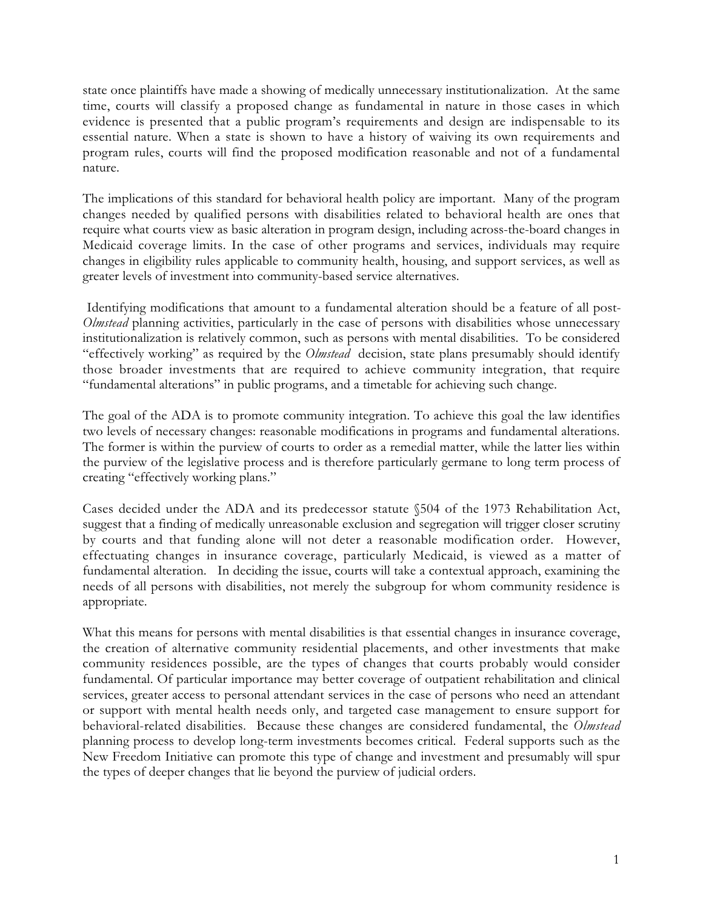state once plaintiffs have made a showing of medically unnecessary institutionalization. At the same time, courts will classify a proposed change as fundamental in nature in those cases in which evidence is presented that a public program's requirements and design are indispensable to its essential nature. When a state is shown to have a history of waiving its own requirements and program rules, courts will find the proposed modification reasonable and not of a fundamental nature.

The implications of this standard for behavioral health policy are important. Many of the program changes needed by qualified persons with disabilities related to behavioral health are ones that require what courts view as basic alteration in program design, including across-the-board changes in Medicaid coverage limits. In the case of other programs and services, individuals may require changes in eligibility rules applicable to community health, housing, and support services, as well as greater levels of investment into community-based service alternatives.

Identifying modifications that amount to a fundamental alteration should be a feature of all post-*Olmstead* planning activities, particularly in the case of persons with disabilities whose unnecessary institutionalization is relatively common, such as persons with mental disabilities. To be considered "effectively working" as required by the *Olmstead* decision, state plans presumably should identify those broader investments that are required to achieve community integration, that require "fundamental alterations" in public programs, and a timetable for achieving such change.

The goal of the ADA is to promote community integration. To achieve this goal the law identifies two levels of necessary changes: reasonable modifications in programs and fundamental alterations. The former is within the purview of courts to order as a remedial matter, while the latter lies within the purview of the legislative process and is therefore particularly germane to long term process of creating "effectively working plans."

Cases decided under the ADA and its predecessor statute §504 of the 1973 Rehabilitation Act, suggest that a finding of medically unreasonable exclusion and segregation will trigger closer scrutiny by courts and that funding alone will not deter a reasonable modification order. However, effectuating changes in insurance coverage, particularly Medicaid, is viewed as a matter of fundamental alteration. In deciding the issue, courts will take a contextual approach, examining the needs of all persons with disabilities, not merely the subgroup for whom community residence is appropriate.

What this means for persons with mental disabilities is that essential changes in insurance coverage, the creation of alternative community residential placements, and other investments that make community residences possible, are the types of changes that courts probably would consider fundamental. Of particular importance may better coverage of outpatient rehabilitation and clinical services, greater access to personal attendant services in the case of persons who need an attendant or support with mental health needs only, and targeted case management to ensure support for behavioral-related disabilities. Because these changes are considered fundamental, the *Olmstead* planning process to develop long-term investments becomes critical. Federal supports such as the New Freedom Initiative can promote this type of change and investment and presumably will spur the types of deeper changes that lie beyond the purview of judicial orders.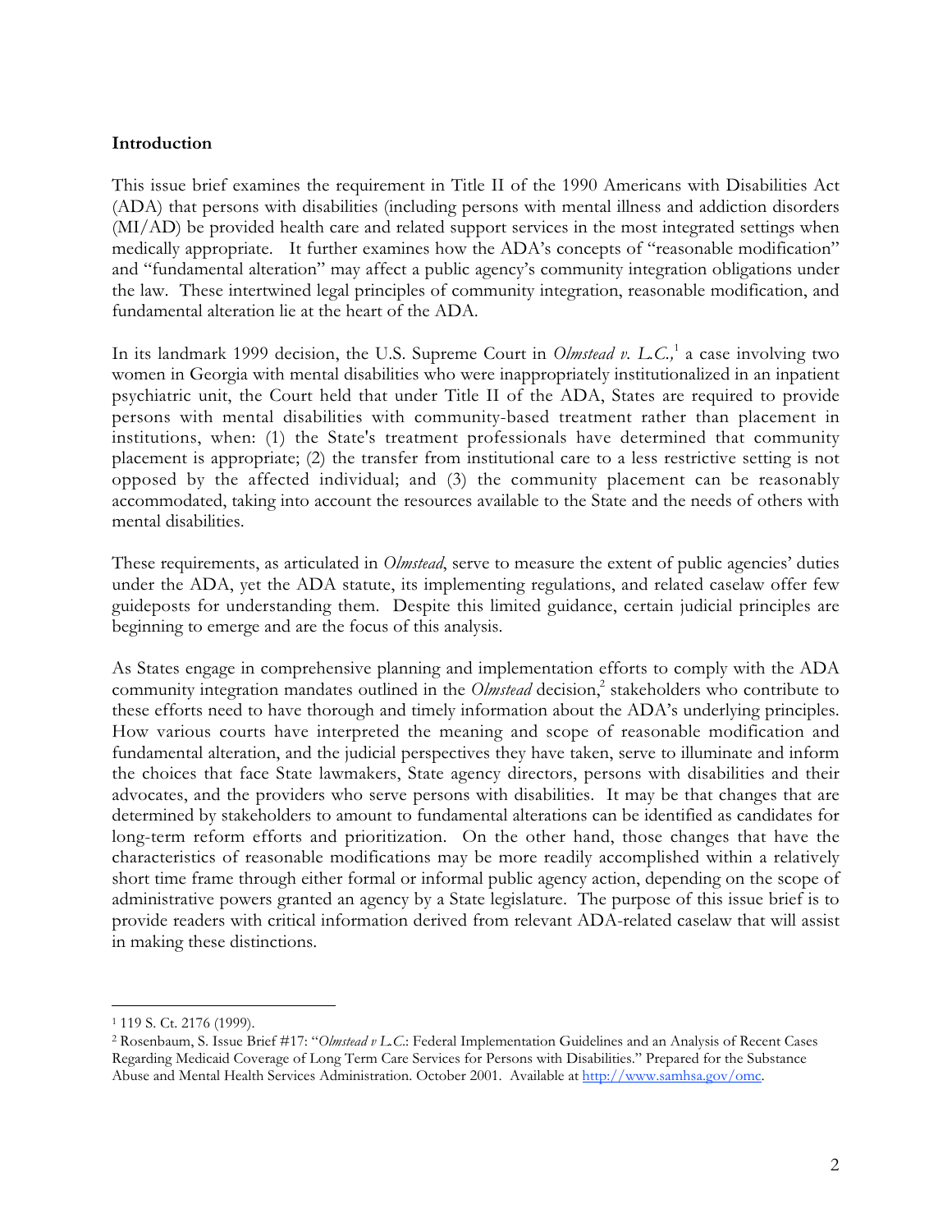**Introduction**

This issue brief examines the requirement in Title II of the 1990 Americans with Disabilities Act (ADA) that persons with disabilities (including persons with mental illness and addiction disorders (MI/AD) be provided health care and related support services in the most integrated settings when medically appropriate. It further examines how the ADA's concepts of "reasonable modification" and "fundamental alteration" may affect a public agency's community integration obligations under the law. These intertwined legal principles of community integration, reasonable modification, and fundamental alteration lie at the heart of the ADA.

In its landmark 1999 decision, the U.S. Supreme Court in *Olmstead v. L.C.,*[1] a case involving two women in Georgia with mental disabilities who were inappropriately institutionalized in an inpatient psychiatric unit, the Court held that under Title II of the ADA, States are required to provide persons with mental disabilities with community-based treatment rather than placement in institutions, when: (1) the State's treatment professionals have determined that community placement is appropriate; (2) the transfer from institutional care to a less restrictive setting is not opposed by the affected individual; and (3) the community placement can be reasonably accommodated, taking into account the resources available to the State and the needs of others with mental disabilities.

These requirements, as articulated in *Olmstead*, serve to measure the extent of public agencies' duties under the ADA, yet the ADA statute, its implementing regulations, and related caselaw offer few guideposts for understanding them. Despite this limited guidance, certain judicial principles are beginning to emerge and are the focus of this analysis.

As States engage in comprehensive planning and implementation efforts to comply with the ADA community integration mandates outlined in the *Olmstead* decision,[2] stakeholders who contribute to these efforts need to have thorough and timely information about the ADA's underlying principles. How various courts have interpreted the meaning and scope of reasonable modification and fundamental alteration, and the judicial perspectives they have taken, serve to illuminate and inform the choices that face State lawmakers, State agency directors, persons with disabilities and their advocates, and the providers who serve persons with disabilities. It may be that changes that are determined by stakeholders to amount to fundamental alterations can be identified as candidates for long-term reform efforts and prioritization. On the other hand, those changes that have the characteristics of reasonable modifications may be more readily accomplished within a relatively short time frame through either formal or informal public agency action, depending on the scope of administrative powers granted an agency by a State legislature. The purpose of this issue brief is to provide readers with critical information derived from relevant ADA-related caselaw that will assist in making these distinctions.

---

[1] 119 S. Ct. 2176 (1999).

[2] Rosenbaum, S. Issue Brief #17: "*Olmstead v L.C.*: Federal Implementation Guidelines and an Analysis of Recent Cases Regarding Medicaid Coverage of Long Term Care Services for Persons with Disabilities." Prepared for the Substance Abuse and Mental Health Services Administration. October 2001. Available at http://www.samhsa.gov/omc.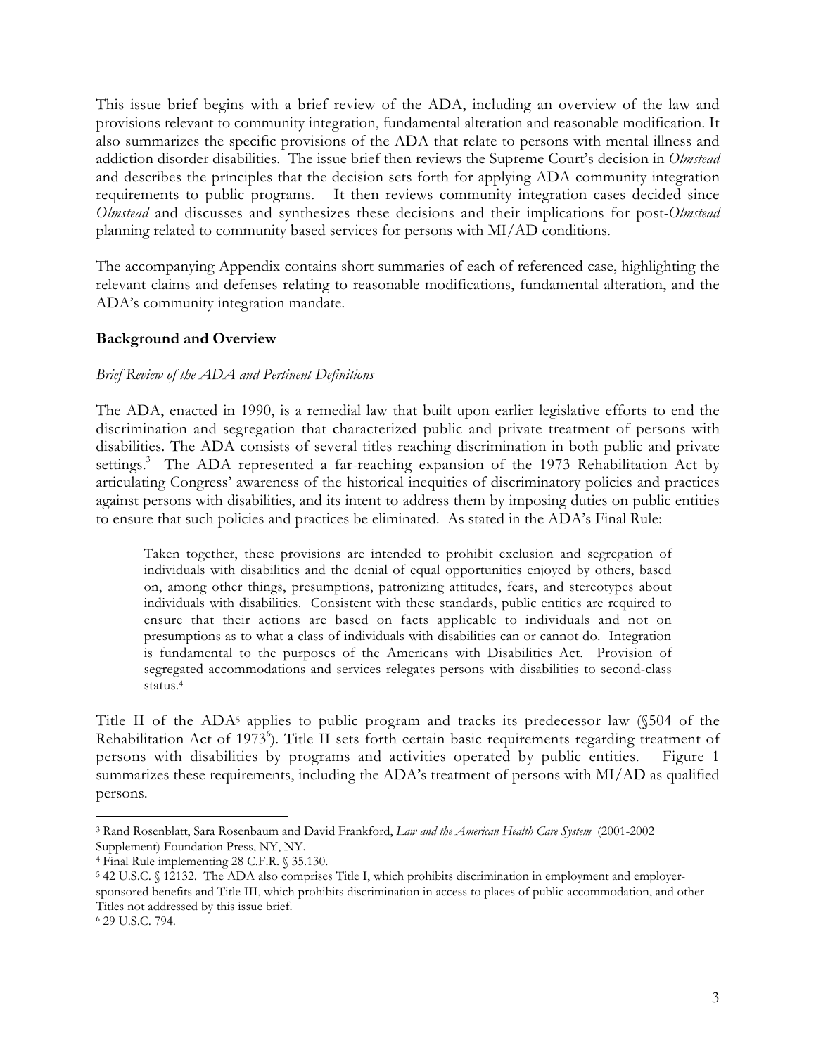This issue brief begins with a brief review of the ADA, including an overview of the law and provisions relevant to community integration, fundamental alteration and reasonable modification. It also summarizes the specific provisions of the ADA that relate to persons with mental illness and addiction disorder disabilities. The issue brief then reviews the Supreme Court's decision in *Olmstead* and describes the principles that the decision sets forth for applying ADA community integration requirements to public programs. It then reviews community integration cases decided since *Olmstead* and discusses and synthesizes these decisions and their implications for post-*Olmstead* planning related to community based services for persons with MI/AD conditions.

The accompanying Appendix contains short summaries of each of referenced case, highlighting the relevant claims and defenses relating to reasonable modifications, fundamental alteration, and the ADA's community integration mandate.

## Background and Overview

### *Brief Review of the ADA and Pertinent Definitions*

The ADA, enacted in 1990, is a remedial law that built upon earlier legislative efforts to end the discrimination and segregation that characterized public and private treatment of persons with disabilities. The ADA consists of several titles reaching discrimination in both public and private settings.[3] The ADA represented a far-reaching expansion of the 1973 Rehabilitation Act by articulating Congress' awareness of the historical inequities of discriminatory policies and practices against persons with disabilities, and its intent to address them by imposing duties on public entities to ensure that such policies and practices be eliminated. As stated in the ADA's Final Rule:

> Taken together, these provisions are intended to prohibit exclusion and segregation of individuals with disabilities and the denial of equal opportunities enjoyed by others, based on, among other things, presumptions, patronizing attitudes, fears, and stereotypes about individuals with disabilities. Consistent with these standards, public entities are required to ensure that their actions are based on facts applicable to individuals and not on presumptions as to what a class of individuals with disabilities can or cannot do. Integration is fundamental to the purposes of the Americans with Disabilities Act. Provision of segregated accommodations and services relegates persons with disabilities to second-class status.[4]

Title II of the ADA[5] applies to public program and tracks its predecessor law (§504 of the Rehabilitation Act of 1973[6]). Title II sets forth certain basic requirements regarding treatment of persons with disabilities by programs and activities operated by public entities. Figure 1 summarizes these requirements, including the ADA's treatment of persons with MI/AD as qualified persons.

---

[3] Rand Rosenblatt, Sara Rosenbaum and David Frankford, *Law and the American Health Care System* (2001-2002 Supplement) Foundation Press, NY, NY.

[4] Final Rule implementing 28 C.F.R. § 35.130.

[5] 42 U.S.C. § 12132. The ADA also comprises Title I, which prohibits discrimination in employment and employer-sponsored benefits and Title III, which prohibits discrimination in access to places of public accommodation, and other Titles not addressed by this issue brief.

[6] 29 U.S.C. 794.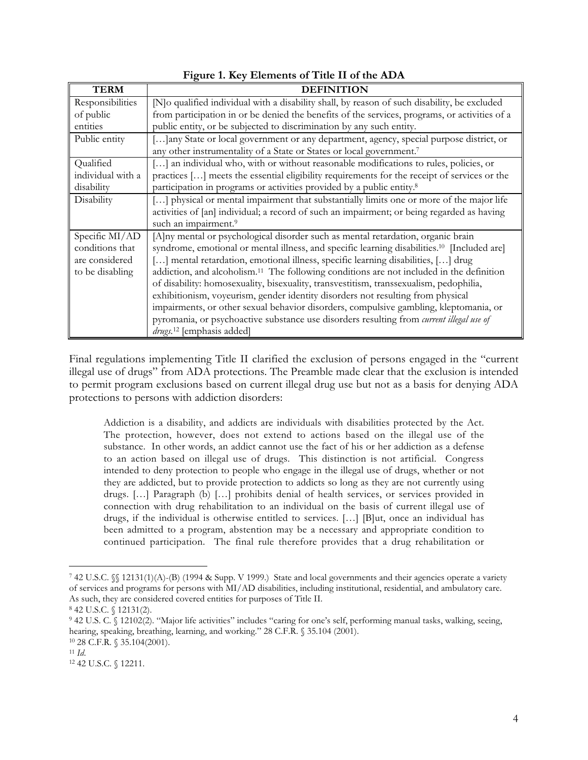**Figure 1. Key Elements of Title II of the ADA**

| TERM | DEFINITION |
|---|---|
| Responsibilities of public entities | [N]o qualified individual with a disability shall, by reason of such disability, be excluded from participation in or be denied the benefits of the services, programs, or activities of a public entity, or be subjected to discrimination by any such entity. |
| Public entity | […]any State or local government or any department, agency, special purpose district, or any other instrumentality of a State or States or local government.[7] |
| Qualified individual with a disability | […] an individual who, with or without reasonable modifications to rules, policies, or practices […] meets the essential eligibility requirements for the receipt of services or the participation in programs or activities provided by a public entity.[8] |
| Disability | […] physical or mental impairment that substantially limits one or more of the major life activities of [an] individual; a record of such an impairment; or being regarded as having such an impairment.[9] |
| Specific MI/AD conditions that are considered to be disabling | [A]ny mental or psychological disorder such as mental retardation, organic brain syndrome, emotional or mental illness, and specific learning disabilities.[10] [Included are] […] mental retardation, emotional illness, specific learning disabilities, […] drug addiction, and alcoholism.[11] The following conditions are not included in the definition of disability: homosexuality, bisexuality, transvestitism, transsexualism, pedophilia, exhibitionism, voyeurism, gender identity disorders not resulting from physical impairments, or other sexual behavior disorders, compulsive gambling, kleptomania, or pyromania, or psychoactive substance use disorders resulting from *current illegal use of drugs*.[12] [emphasis added] |

Final regulations implementing Title II clarified the exclusion of persons engaged in the "current illegal use of drugs" from ADA protections. The Preamble made clear that the exclusion is intended to permit program exclusions based on current illegal drug use but not as a basis for denying ADA protections to persons with addiction disorders:

> Addiction is a disability, and addicts are individuals with disabilities protected by the Act. The protection, however, does not extend to actions based on the illegal use of the substance. In other words, an addict cannot use the fact of his or her addiction as a defense to an action based on illegal use of drugs. This distinction is not artificial. Congress intended to deny protection to people who engage in the illegal use of drugs, whether or not they are addicted, but to provide protection to addicts so long as they are not currently using drugs. […] Paragraph (b) […] prohibits denial of health services, or services provided in connection with drug rehabilitation to an individual on the basis of current illegal use of drugs, if the individual is otherwise entitled to services. […] [B]ut, once an individual has been admitted to a program, abstention may be a necessary and appropriate condition to continued participation. The final rule therefore provides that a drug rehabilitation or

---

[7] 42 U.S.C. §§ 12131(1)(A)-(B) (1994 & Supp. V 1999.) State and local governments and their agencies operate a variety of services and programs for persons with MI/AD disabilities, including institutional, residential, and ambulatory care. As such, they are considered covered entities for purposes of Title II.

[8] 42 U.S.C. § 12131(2).

[9] 42 U.S. C. § 12102(2). "Major life activities" includes "caring for one's self, performing manual tasks, walking, seeing, hearing, speaking, breathing, learning, and working." 28 C.F.R. § 35.104 (2001).

[10] 28 C.F.R. § 35.104(2001).

[11] *Id*.

[12] 42 U.S.C. § 12211.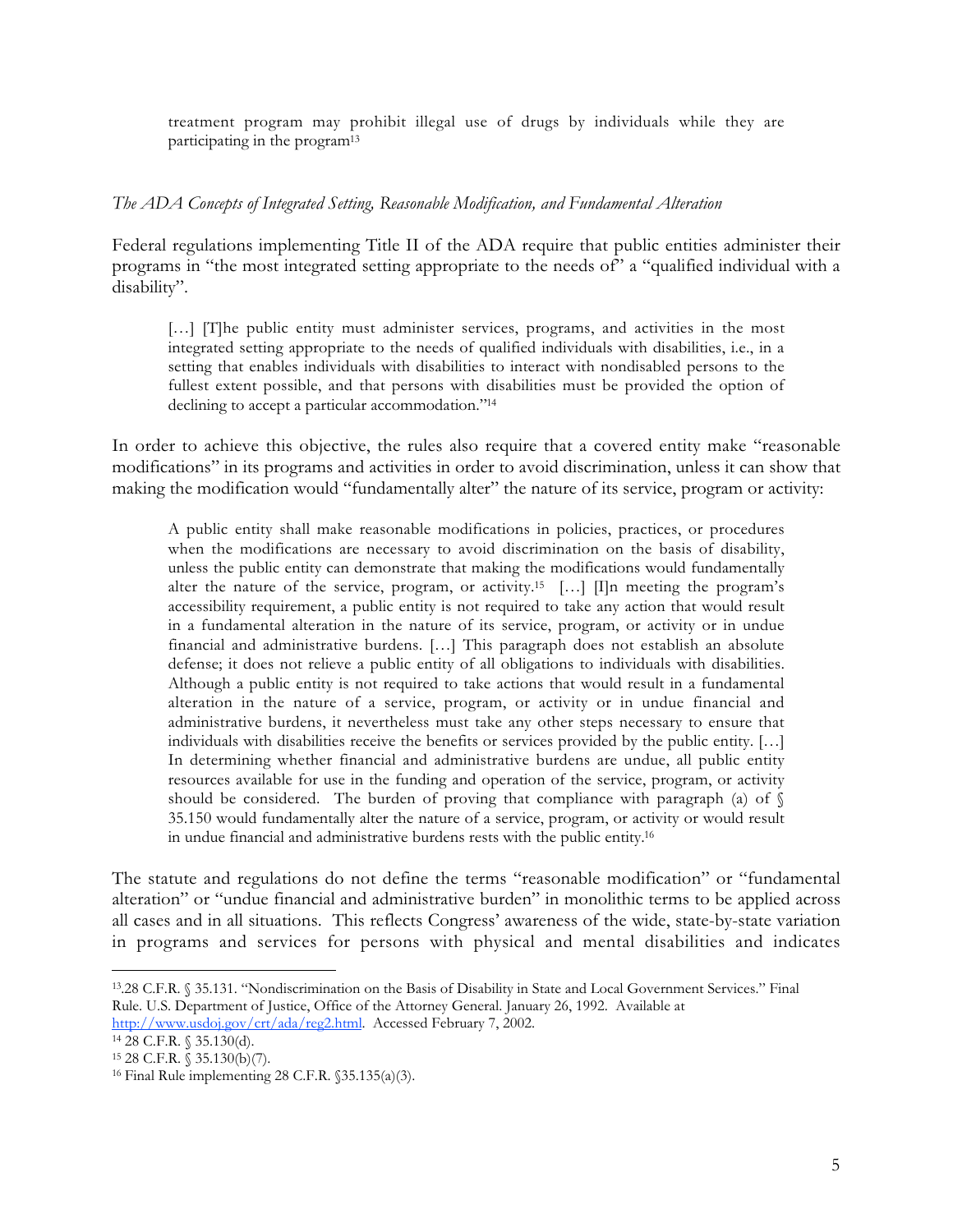> treatment program may prohibit illegal use of drugs by individuals while they are participating in the program[13]

*The ADA Concepts of Integrated Setting, Reasonable Modification, and Fundamental Alteration*

Federal regulations implementing Title II of the ADA require that public entities administer their programs in "the most integrated setting appropriate to the needs of" a "qualified individual with a disability".

> […] [T]he public entity must administer services, programs, and activities in the most integrated setting appropriate to the needs of qualified individuals with disabilities, i.e., in a setting that enables individuals with disabilities to interact with nondisabled persons to the fullest extent possible, and that persons with disabilities must be provided the option of declining to accept a particular accommodation."[14]

In order to achieve this objective, the rules also require that a covered entity make "reasonable modifications" in its programs and activities in order to avoid discrimination, unless it can show that making the modification would "fundamentally alter" the nature of its service, program or activity:

> A public entity shall make reasonable modifications in policies, practices, or procedures when the modifications are necessary to avoid discrimination on the basis of disability, unless the public entity can demonstrate that making the modifications would fundamentally alter the nature of the service, program, or activity.[15] […] [I]n meeting the program's accessibility requirement, a public entity is not required to take any action that would result in a fundamental alteration in the nature of its service, program, or activity or in undue financial and administrative burdens. […] This paragraph does not establish an absolute defense; it does not relieve a public entity of all obligations to individuals with disabilities. Although a public entity is not required to take actions that would result in a fundamental alteration in the nature of a service, program, or activity or in undue financial and administrative burdens, it nevertheless must take any other steps necessary to ensure that individuals with disabilities receive the benefits or services provided by the public entity. […] In determining whether financial and administrative burdens are undue, all public entity resources available for use in the funding and operation of the service, program, or activity should be considered. The burden of proving that compliance with paragraph (a) of § 35.150 would fundamentally alter the nature of a service, program, or activity or would result in undue financial and administrative burdens rests with the public entity.[16]

The statute and regulations do not define the terms "reasonable modification" or "fundamental alteration" or "undue financial and administrative burden" in monolithic terms to be applied across all cases and in all situations. This reflects Congress' awareness of the wide, state-by-state variation in programs and services for persons with physical and mental disabilities and indicates

---

[13] 28 C.F.R. § 35.131. "Nondiscrimination on the Basis of Disability in State and Local Government Services." Final Rule. U.S. Department of Justice, Office of the Attorney General. January 26, 1992. Available at http://www.usdoj.gov/crt/ada/reg2.html. Accessed February 7, 2002.

[14] 28 C.F.R. § 35.130(d).

[15] 28 C.F.R. § 35.130(b)(7).

[16] Final Rule implementing 28 C.F.R. §35.135(a)(3).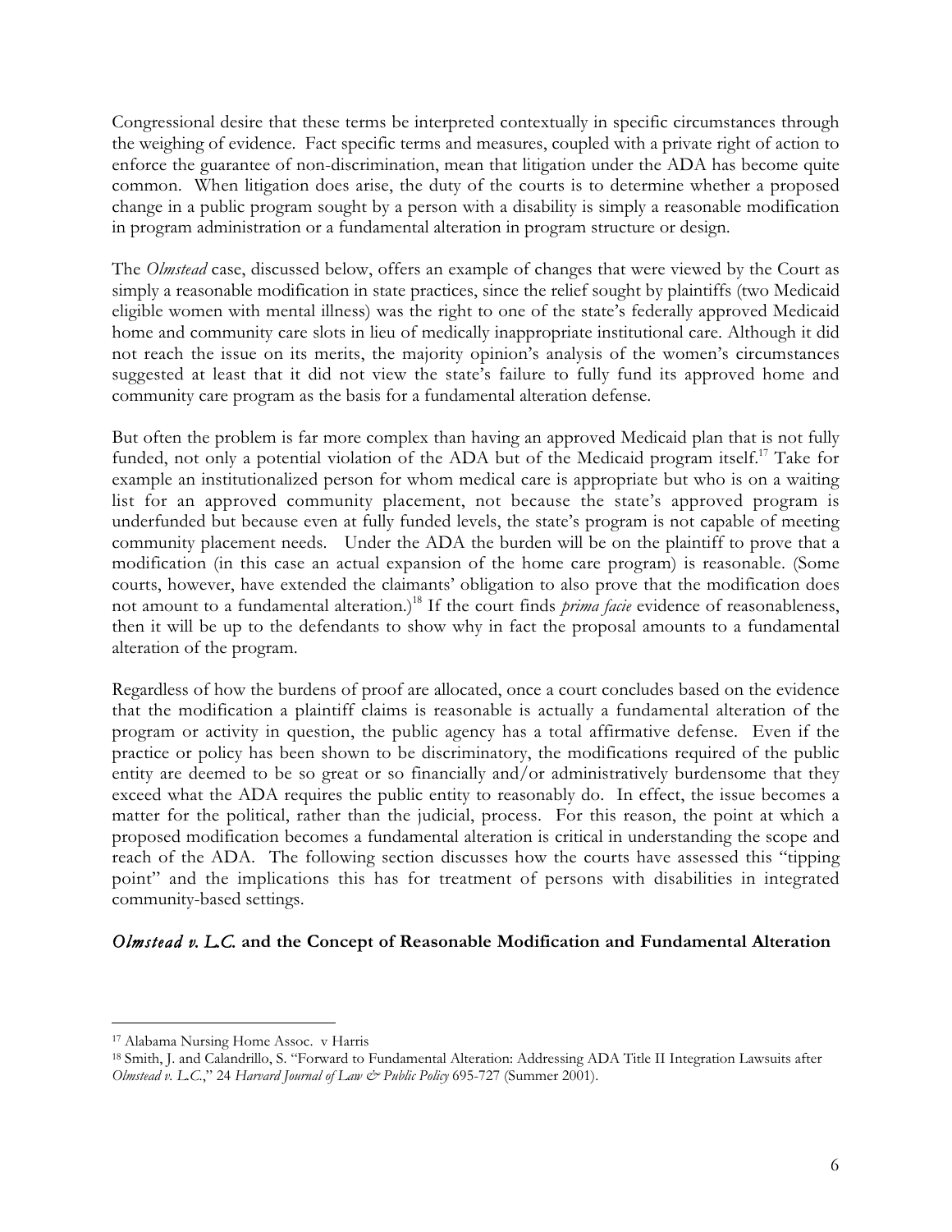Congressional desire that these terms be interpreted contextually in specific circumstances through the weighing of evidence. Fact specific terms and measures, coupled with a private right of action to enforce the guarantee of non-discrimination, mean that litigation under the ADA has become quite common. When litigation does arise, the duty of the courts is to determine whether a proposed change in a public program sought by a person with a disability is simply a reasonable modification in program administration or a fundamental alteration in program structure or design.

The *Olmstead* case, discussed below, offers an example of changes that were viewed by the Court as simply a reasonable modification in state practices, since the relief sought by plaintiffs (two Medicaid eligible women with mental illness) was the right to one of the state's federally approved Medicaid home and community care slots in lieu of medically inappropriate institutional care. Although it did not reach the issue on its merits, the majority opinion's analysis of the women's circumstances suggested at least that it did not view the state's failure to fully fund its approved home and community care program as the basis for a fundamental alteration defense.

But often the problem is far more complex than having an approved Medicaid plan that is not fully funded, not only a potential violation of the ADA but of the Medicaid program itself.[17] Take for example an institutionalized person for whom medical care is appropriate but who is on a waiting list for an approved community placement, not because the state's approved program is underfunded but because even at fully funded levels, the state's program is not capable of meeting community placement needs. Under the ADA the burden will be on the plaintiff to prove that a modification (in this case an actual expansion of the home care program) is reasonable. (Some courts, however, have extended the claimants' obligation to also prove that the modification does not amount to a fundamental alteration.)[18] If the court finds *prima facie* evidence of reasonableness, then it will be up to the defendants to show why in fact the proposal amounts to a fundamental alteration of the program.

Regardless of how the burdens of proof are allocated, once a court concludes based on the evidence that the modification a plaintiff claims is reasonable is actually a fundamental alteration of the program or activity in question, the public agency has a total affirmative defense. Even if the practice or policy has been shown to be discriminatory, the modifications required of the public entity are deemed to be so great or so financially and/or administratively burdensome that they exceed what the ADA requires the public entity to reasonably do. In effect, the issue becomes a matter for the political, rather than the judicial, process. For this reason, the point at which a proposed modification becomes a fundamental alteration is critical in understanding the scope and reach of the ADA. The following section discusses how the courts have assessed this "tipping point" and the implications this has for treatment of persons with disabilities in integrated community-based settings.

### *Olmstead v. L.C.* and the Concept of Reasonable Modification and Fundamental Alteration

---

[17] Alabama Nursing Home Assoc. v Harris

[18] Smith, J. and Calandrillo, S. "Forward to Fundamental Alteration: Addressing ADA Title II Integration Lawsuits after *Olmstead v. L.C.*," 24 *Harvard Journal of Law & Public Policy* 695-727 (Summer 2001).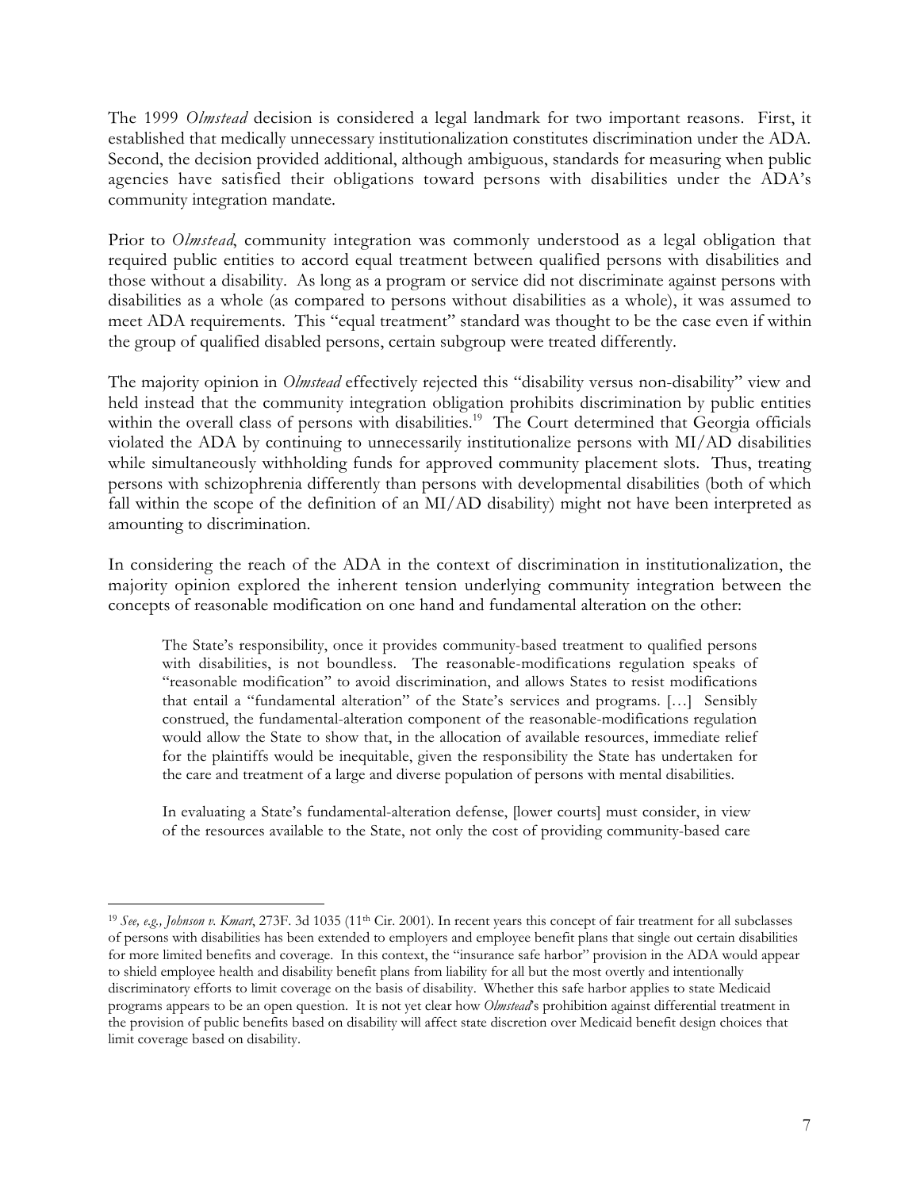The 1999 *Olmstead* decision is considered a legal landmark for two important reasons. First, it established that medically unnecessary institutionalization constitutes discrimination under the ADA. Second, the decision provided additional, although ambiguous, standards for measuring when public agencies have satisfied their obligations toward persons with disabilities under the ADA's community integration mandate.

Prior to *Olmstead*, community integration was commonly understood as a legal obligation that required public entities to accord equal treatment between qualified persons with disabilities and those without a disability. As long as a program or service did not discriminate against persons with disabilities as a whole (as compared to persons without disabilities as a whole), it was assumed to meet ADA requirements. This "equal treatment" standard was thought to be the case even if within the group of qualified disabled persons, certain subgroup were treated differently.

The majority opinion in *Olmstead* effectively rejected this "disability versus non-disability" view and held instead that the community integration obligation prohibits discrimination by public entities within the overall class of persons with disabilities.[19] The Court determined that Georgia officials violated the ADA by continuing to unnecessarily institutionalize persons with MI/AD disabilities while simultaneously withholding funds for approved community placement slots. Thus, treating persons with schizophrenia differently than persons with developmental disabilities (both of which fall within the scope of the definition of an MI/AD disability) might not have been interpreted as amounting to discrimination.

In considering the reach of the ADA in the context of discrimination in institutionalization, the majority opinion explored the inherent tension underlying community integration between the concepts of reasonable modification on one hand and fundamental alteration on the other:

> The State's responsibility, once it provides community-based treatment to qualified persons with disabilities, is not boundless. The reasonable-modifications regulation speaks of "reasonable modification" to avoid discrimination, and allows States to resist modifications that entail a "fundamental alteration" of the State's services and programs. […] Sensibly construed, the fundamental-alteration component of the reasonable-modifications regulation would allow the State to show that, in the allocation of available resources, immediate relief for the plaintiffs would be inequitable, given the responsibility the State has undertaken for the care and treatment of a large and diverse population of persons with mental disabilities.
>
> In evaluating a State's fundamental-alteration defense, [lower courts] must consider, in view of the resources available to the State, not only the cost of providing community-based care

---

[19] *See, e.g., Johnson v. Kmart*, 273F. 3d 1035 (11th Cir. 2001). In recent years this concept of fair treatment for all subclasses of persons with disabilities has been extended to employers and employee benefit plans that single out certain disabilities for more limited benefits and coverage. In this context, the "insurance safe harbor" provision in the ADA would appear to shield employee health and disability benefit plans from liability for all but the most overtly and intentionally discriminatory efforts to limit coverage on the basis of disability. Whether this safe harbor applies to state Medicaid programs appears to be an open question. It is not yet clear how *Olmstead*'s prohibition against differential treatment in the provision of public benefits based on disability will affect state discretion over Medicaid benefit design choices that limit coverage based on disability.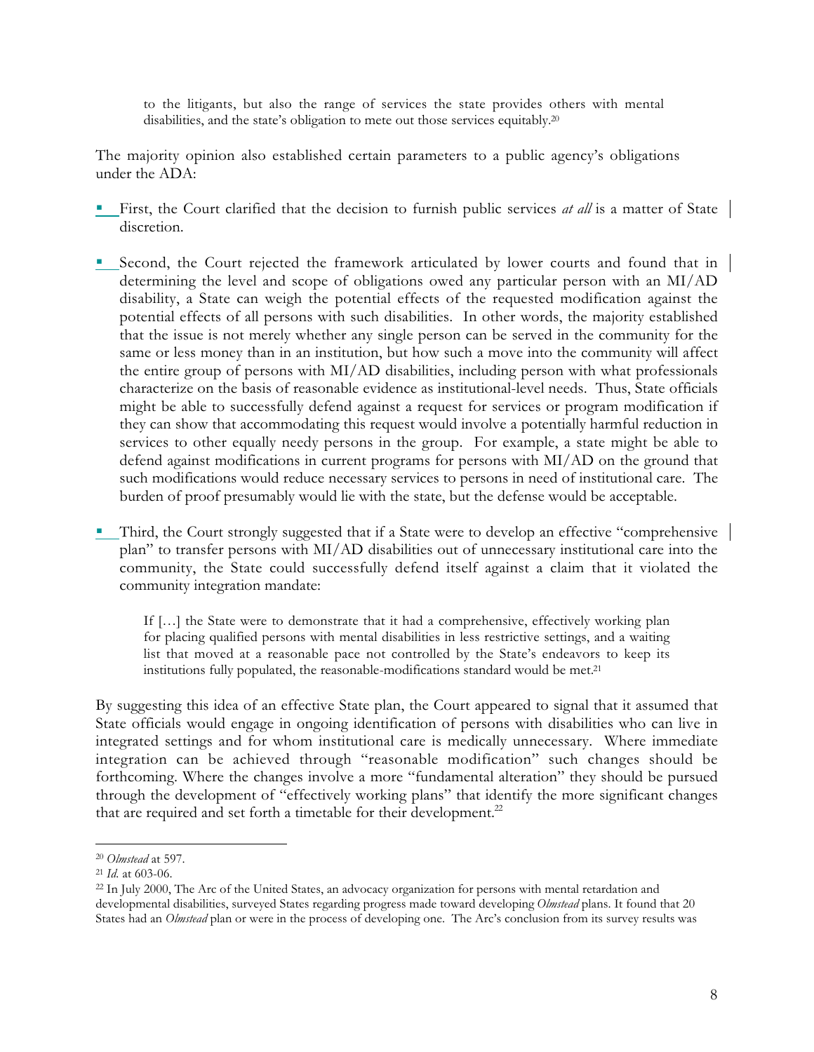> to the litigants, but also the range of services the state provides others with mental disabilities, and the state's obligation to mete out those services equitably.[20]

The majority opinion also established certain parameters to a public agency's obligations under the ADA:

- First, the Court clarified that the decision to furnish public services *at all* is a matter of State discretion.
- Second, the Court rejected the framework articulated by lower courts and found that in determining the level and scope of obligations owed any particular person with an MI/AD disability, a State can weigh the potential effects of the requested modification against the potential effects of all persons with such disabilities. In other words, the majority established that the issue is not merely whether any single person can be served in the community for the same or less money than in an institution, but how such a move into the community will affect the entire group of persons with MI/AD disabilities, including person with what professionals characterize on the basis of reasonable evidence as institutional-level needs. Thus, State officials might be able to successfully defend against a request for services or program modification if they can show that accommodating this request would involve a potentially harmful reduction in services to other equally needy persons in the group. For example, a state might be able to defend against modifications in current programs for persons with MI/AD on the ground that such modifications would reduce necessary services to persons in need of institutional care. The burden of proof presumably would lie with the state, but the defense would be acceptable.
- Third, the Court strongly suggested that if a State were to develop an effective "comprehensive plan" to transfer persons with MI/AD disabilities out of unnecessary institutional care into the community, the State could successfully defend itself against a claim that it violated the community integration mandate:

  > If […] the State were to demonstrate that it had a comprehensive, effectively working plan for placing qualified persons with mental disabilities in less restrictive settings, and a waiting list that moved at a reasonable pace not controlled by the State's endeavors to keep its institutions fully populated, the reasonable-modifications standard would be met.[21]

By suggesting this idea of an effective State plan, the Court appeared to signal that it assumed that State officials would engage in ongoing identification of persons with disabilities who can live in integrated settings and for whom institutional care is medically unnecessary. Where immediate integration can be achieved through "reasonable modification" such changes should be forthcoming. Where the changes involve a more "fundamental alteration" they should be pursued through the development of "effectively working plans" that identify the more significant changes that are required and set forth a timetable for their development.[22]

---

[20] *Olmstead* at 597.

[21] *Id.* at 603-06.

[22] In July 2000, The Arc of the United States, an advocacy organization for persons with mental retardation and developmental disabilities, surveyed States regarding progress made toward developing *Olmstead* plans. It found that 20 States had an *Olmstead* plan or were in the process of developing one. The Arc's conclusion from its survey results was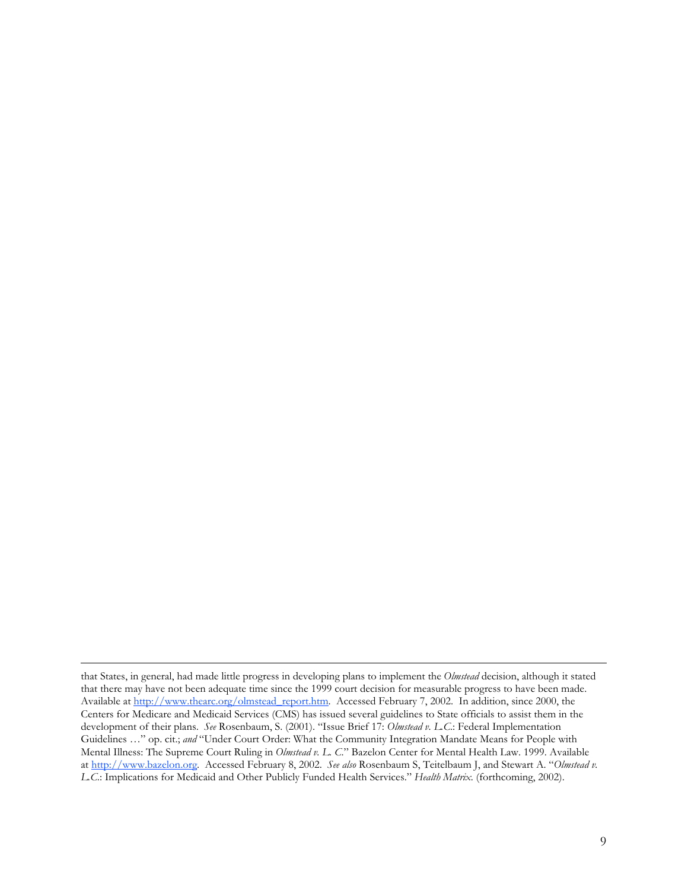that States, in general, had made little progress in developing plans to implement the *Olmstead* decision, although it stated that there may have not been adequate time since the 1999 court decision for measurable progress to have been made. Available at [http://www.thearc.org/olmstead_report.htm](http://www.thearc.org/olmstead_report.htm). Accessed February 7, 2002. In addition, since 2000, the Centers for Medicare and Medicaid Services (CMS) has issued several guidelines to State officials to assist them in the development of their plans. *See* Rosenbaum, S. (2001). "Issue Brief 17: *Olmstead v. L.C.*: Federal Implementation Guidelines …" op. cit.; *and* "Under Court Order: What the Community Integration Mandate Means for People with Mental Illness: The Supreme Court Ruling in *Olmstead v. L. C.*" Bazelon Center for Mental Health Law. 1999. Available at [http://www.bazelon.org](http://www.bazelon.org). Accessed February 8, 2002. *See also* Rosenbaum S, Teitelbaum J, and Stewart A. "*Olmstead v. L.C.*: Implications for Medicaid and Other Publicly Funded Health Services." *Health Matrix*. (forthcoming, 2002).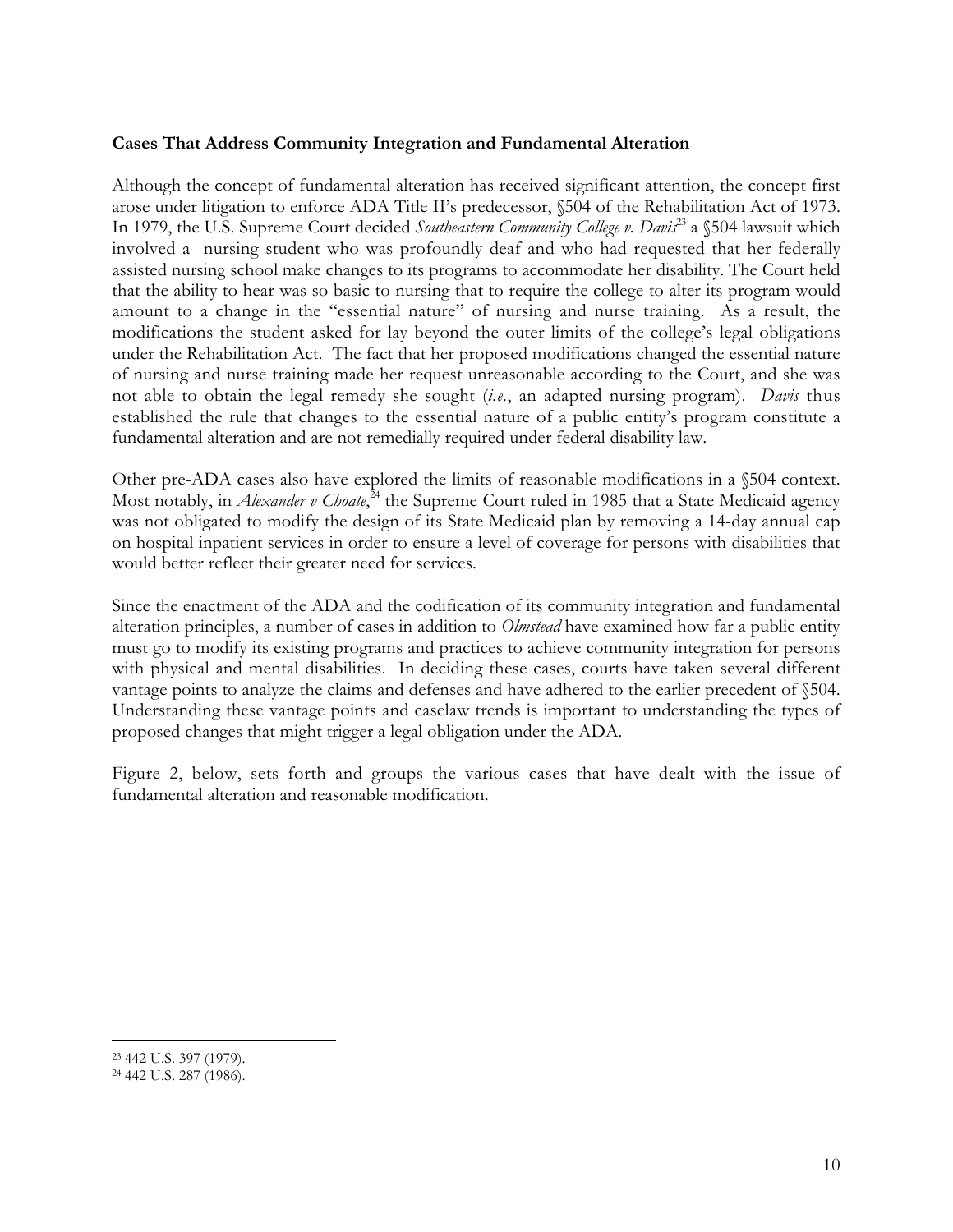**Cases That Address Community Integration and Fundamental Alteration**

Although the concept of fundamental alteration has received significant attention, the concept first arose under litigation to enforce ADA Title II's predecessor, §504 of the Rehabilitation Act of 1973. In 1979, the U.S. Supreme Court decided *Southeastern Community College v. Davis*[23] a §504 lawsuit which involved a nursing student who was profoundly deaf and who had requested that her federally assisted nursing school make changes to its programs to accommodate her disability. The Court held that the ability to hear was so basic to nursing that to require the college to alter its program would amount to a change in the "essential nature" of nursing and nurse training. As a result, the modifications the student asked for lay beyond the outer limits of the college's legal obligations under the Rehabilitation Act. The fact that her proposed modifications changed the essential nature of nursing and nurse training made her request unreasonable according to the Court, and she was not able to obtain the legal remedy she sought (*i.e.*, an adapted nursing program). *Davis* thus established the rule that changes to the essential nature of a public entity's program constitute a fundamental alteration and are not remedially required under federal disability law.

Other pre-ADA cases also have explored the limits of reasonable modifications in a §504 context. Most notably, in *Alexander v Choate*,[24] the Supreme Court ruled in 1985 that a State Medicaid agency was not obligated to modify the design of its State Medicaid plan by removing a 14-day annual cap on hospital inpatient services in order to ensure a level of coverage for persons with disabilities that would better reflect their greater need for services.

Since the enactment of the ADA and the codification of its community integration and fundamental alteration principles, a number of cases in addition to *Olmstead* have examined how far a public entity must go to modify its existing programs and practices to achieve community integration for persons with physical and mental disabilities. In deciding these cases, courts have taken several different vantage points to analyze the claims and defenses and have adhered to the earlier precedent of §504. Understanding these vantage points and caselaw trends is important to understanding the types of proposed changes that might trigger a legal obligation under the ADA.

Figure 2, below, sets forth and groups the various cases that have dealt with the issue of fundamental alteration and reasonable modification.

---

[23] 442 U.S. 397 (1979).

[24] 442 U.S. 287 (1986).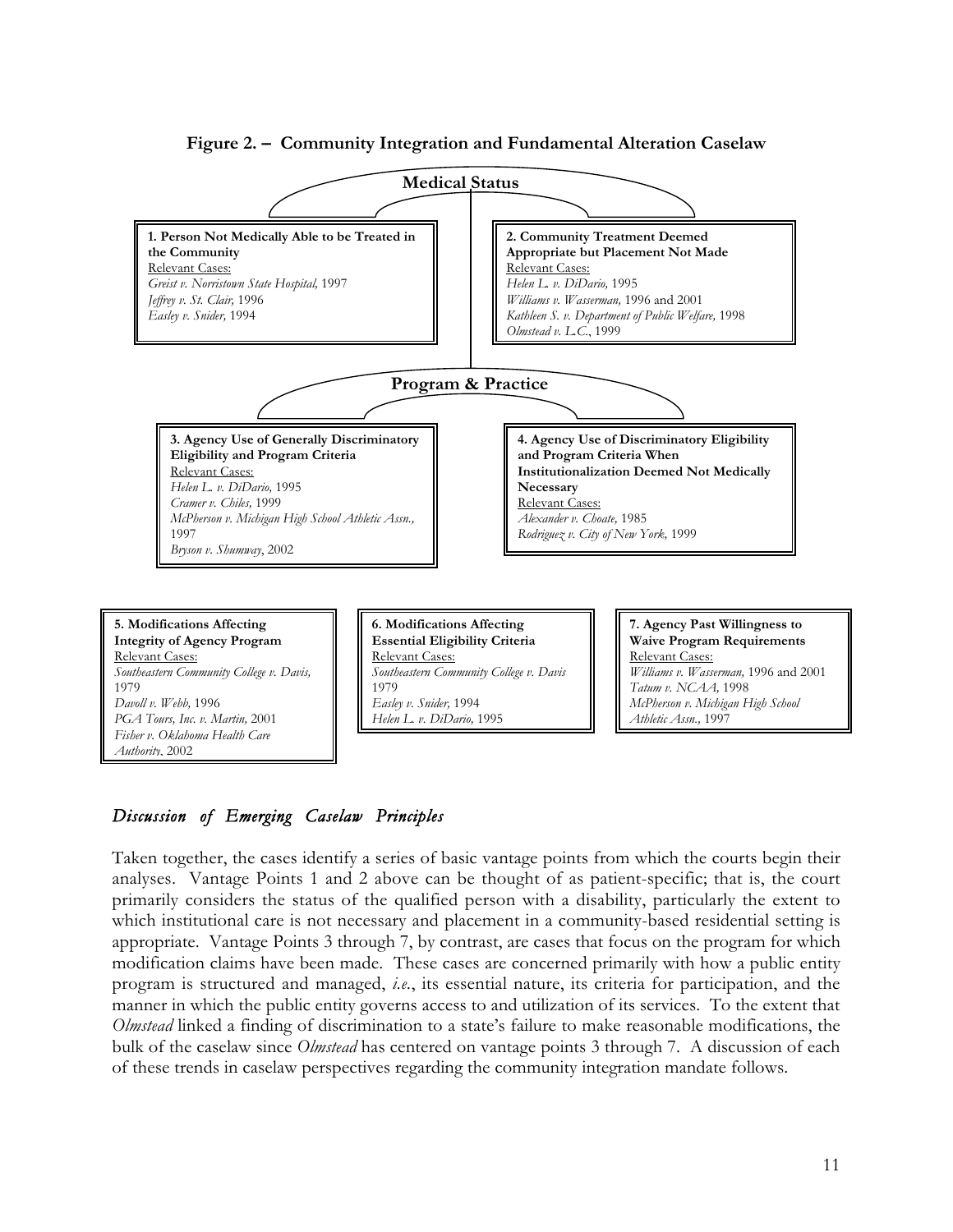**Figure 2. – Community Integration and Fundamental Alteration Caselaw**

**Medical Status**

**1. Person Not Medically Able to be Treated in the Community**
Relevant Cases:
*Greist v. Norristown State Hospital,* 1997
*Jeffrey v. St. Clair,* 1996
*Easley v. Snider,* 1994

**2. Community Treatment Deemed Appropriate but Placement Not Made**
Relevant Cases:
*Helen L. v. DiDario,* 1995
*Williams v. Wasserman,* 1996 and 2001
*Kathleen S. v. Department of Public Welfare,* 1998
*Olmstead v. L.C.*, 1999

**Program & Practice**

**3. Agency Use of Generally Discriminatory Eligibility and Program Criteria**
Relevant Cases:
*Helen L. v. DiDario,* 1995
*Cramer v. Chiles,* 1999
*McPherson v. Michigan High School Athletic Assn.,* 1997
*Bryson v. Shumway*, 2002

**4. Agency Use of Discriminatory Eligibility and Program Criteria When Institutionalization Deemed Not Medically Necessary**
Relevant Cases:
*Alexander v. Choate,* 1985
*Rodriguez v. City of New York,* 1999

**5. Modifications Affecting Integrity of Agency Program**
Relevant Cases:
*Southeastern Community College v. Davis,* 1979
*Davoll v. Webb,* 1996
*PGA Tours, Inc. v. Martin,* 2001
*Fisher v. Oklahoma Health Care Authority*, 2002

**6. Modifications Affecting Essential Eligibility Criteria**
Relevant Cases:
*Southeastern Community College v. Davis* 1979
*Easley v. Snider,* 1994
*Helen L. v. DiDario,* 1995

**7. Agency Past Willingness to Waive Program Requirements**
Relevant Cases:
*Williams v. Wasserman,* 1996 and 2001
*Tatum v. NCAA,* 1998
*McPherson v. Michigan High School Athletic Assn.,* 1997

### *Discussion of Emerging Caselaw Principles*

Taken together, the cases identify a series of basic vantage points from which the courts begin their analyses. Vantage Points 1 and 2 above can be thought of as patient-specific; that is, the court primarily considers the status of the qualified person with a disability, particularly the extent to which institutional care is not necessary and placement in a community-based residential setting is appropriate. Vantage Points 3 through 7, by contrast, are cases that focus on the program for which modification claims have been made. These cases are concerned primarily with how a public entity program is structured and managed, *i.e.*, its essential nature, its criteria for participation, and the manner in which the public entity governs access to and utilization of its services. To the extent that *Olmstead* linked a finding of discrimination to a state's failure to make reasonable modifications, the bulk of the caselaw since *Olmstead* has centered on vantage points 3 through 7. A discussion of each of these trends in caselaw perspectives regarding the community integration mandate follows.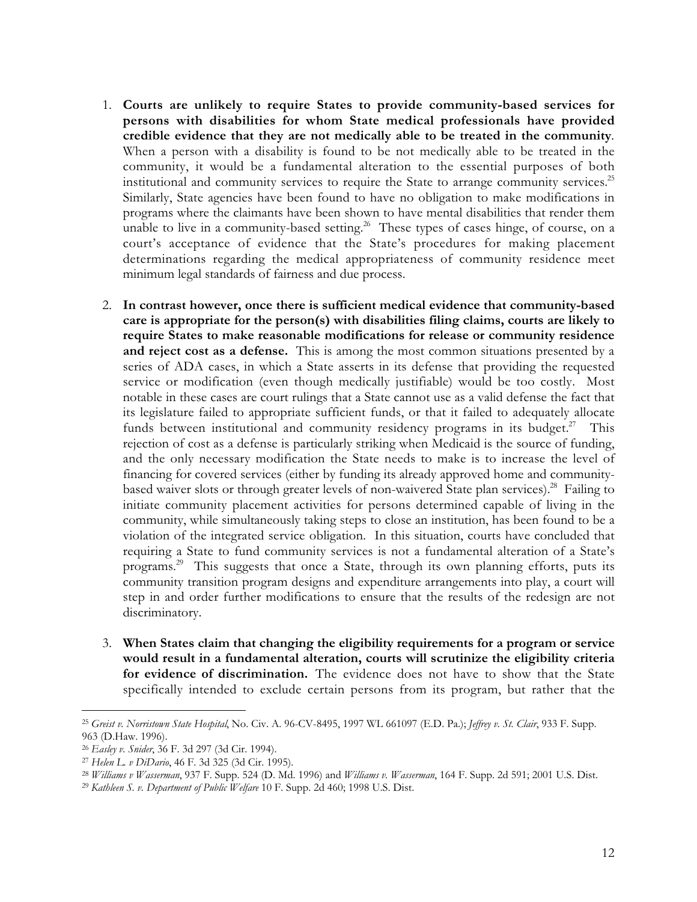1. **Courts are unlikely to require States to provide community-based services for persons with disabilities for whom State medical professionals have provided credible evidence that they are not medically able to be treated in the community**. When a person with a disability is found to be not medically able to be treated in the community, it would be a fundamental alteration to the essential purposes of both institutional and community services to require the State to arrange community services.[25] Similarly, State agencies have been found to have no obligation to make modifications in programs where the claimants have been shown to have mental disabilities that render them unable to live in a community-based setting.[26] These types of cases hinge, of course, on a court's acceptance of evidence that the State's procedures for making placement determinations regarding the medical appropriateness of community residence meet minimum legal standards of fairness and due process.

2. **In contrast however, once there is sufficient medical evidence that community-based care is appropriate for the person(s) with disabilities filing claims, courts are likely to require States to make reasonable modifications for release or community residence and reject cost as a defense.** This is among the most common situations presented by a series of ADA cases, in which a State asserts in its defense that providing the requested service or modification (even though medically justifiable) would be too costly. Most notable in these cases are court rulings that a State cannot use as a valid defense the fact that its legislature failed to appropriate sufficient funds, or that it failed to adequately allocate funds between institutional and community residency programs in its budget.[27] This rejection of cost as a defense is particularly striking when Medicaid is the source of funding, and the only necessary modification the State needs to make is to increase the level of financing for covered services (either by funding its already approved home and community-based waiver slots or through greater levels of non-waivered State plan services).[28] Failing to initiate community placement activities for persons determined capable of living in the community, while simultaneously taking steps to close an institution, has been found to be a violation of the integrated service obligation. In this situation, courts have concluded that requiring a State to fund community services is not a fundamental alteration of a State's programs.[29] This suggests that once a State, through its own planning efforts, puts its community transition program designs and expenditure arrangements into play, a court will step in and order further modifications to ensure that the results of the redesign are not discriminatory.

3. **When States claim that changing the eligibility requirements for a program or service would result in a fundamental alteration, courts will scrutinize the eligibility criteria for evidence of discrimination.** The evidence does not have to show that the State specifically intended to exclude certain persons from its program, but rather that the

---

[25] *Greist v. Norristown State Hospital*, No. Civ. A. 96-CV-8495, 1997 WL 661097 (E.D. Pa.); *Jeffrey v. St. Clair*, 933 F. Supp. 963 (D.Haw. 1996).

[26] *Easley v. Snider*, 36 F. 3d 297 (3d Cir. 1994).

[27] *Helen L. v DiDario*, 46 F. 3d 325 (3d Cir. 1995).

[28] *Williams v Wasserman*, 937 F. Supp. 524 (D. Md. 1996) and *Williams v. Wasserman*, 164 F. Supp. 2d 591; 2001 U.S. Dist.

[29] *Kathleen S. v. Department of Public Welfare* 10 F. Supp. 2d 460; 1998 U.S. Dist.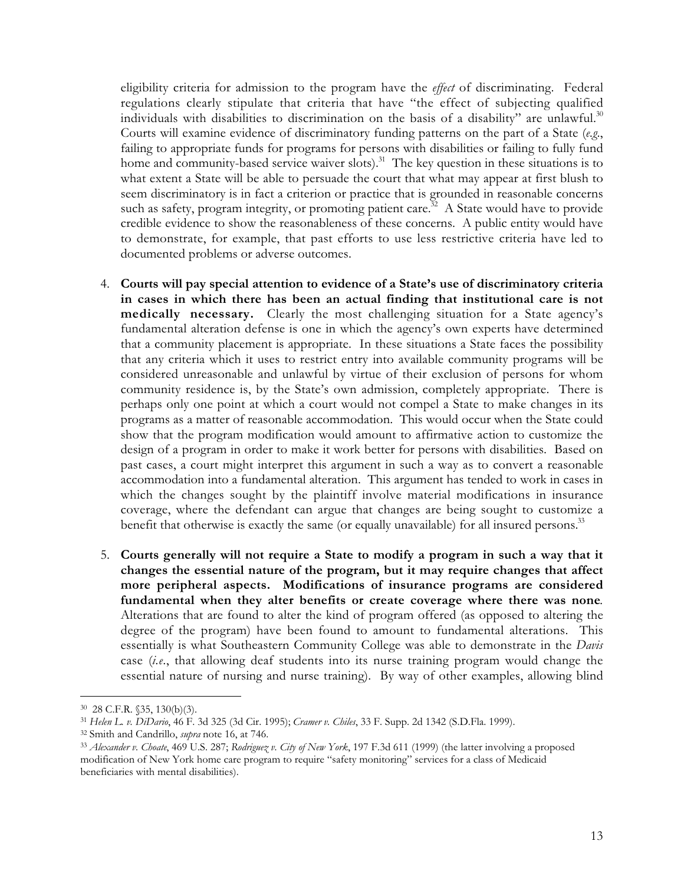eligibility criteria for admission to the program have the *effect* of discriminating. Federal regulations clearly stipulate that criteria that have "the effect of subjecting qualified individuals with disabilities to discrimination on the basis of a disability" are unlawful.[30] Courts will examine evidence of discriminatory funding patterns on the part of a State (*e.g.*, failing to appropriate funds for programs for persons with disabilities or failing to fully fund home and community-based service waiver slots).[31] The key question in these situations is to what extent a State will be able to persuade the court that what may appear at first blush to seem discriminatory is in fact a criterion or practice that is grounded in reasonable concerns such as safety, program integrity, or promoting patient care.[32] A State would have to provide credible evidence to show the reasonableness of these concerns. A public entity would have to demonstrate, for example, that past efforts to use less restrictive criteria have led to documented problems or adverse outcomes.

4. **Courts will pay special attention to evidence of a State's use of discriminatory criteria in cases in which there has been an actual finding that institutional care is not medically necessary.** Clearly the most challenging situation for a State agency's fundamental alteration defense is one in which the agency's own experts have determined that a community placement is appropriate. In these situations a State faces the possibility that any criteria which it uses to restrict entry into available community programs will be considered unreasonable and unlawful by virtue of their exclusion of persons for whom community residence is, by the State's own admission, completely appropriate. There is perhaps only one point at which a court would not compel a State to make changes in its programs as a matter of reasonable accommodation. This would occur when the State could show that the program modification would amount to affirmative action to customize the design of a program in order to make it work better for persons with disabilities. Based on past cases, a court might interpret this argument in such a way as to convert a reasonable accommodation into a fundamental alteration. This argument has tended to work in cases in which the changes sought by the plaintiff involve material modifications in insurance coverage, where the defendant can argue that changes are being sought to customize a benefit that otherwise is exactly the same (or equally unavailable) for all insured persons.[33]

5. **Courts generally will not require a State to modify a program in such a way that it changes the essential nature of the program, but it may require changes that affect more peripheral aspects. Modifications of insurance programs are considered fundamental when they alter benefits or create coverage where there was none**. Alterations that are found to alter the kind of program offered (as opposed to altering the degree of the program) have been found to amount to fundamental alterations. This essentially is what Southeastern Community College was able to demonstrate in the *Davis* case (*i.e.*, that allowing deaf students into its nurse training program would change the essential nature of nursing and nurse training). By way of other examples, allowing blind

---

[30] 28 C.F.R. §35, 130(b)(3).

[31] *Helen L. v. DiDario*, 46 F. 3d 325 (3d Cir. 1995); *Cramer v. Chiles*, 33 F. Supp. 2d 1342 (S.D.Fla. 1999).

[32] Smith and Candrillo, *supra* note 16, at 746.

[33] *Alexander v. Choate*, 469 U.S. 287; *Rodriguez v. City of New York*, 197 F.3d 611 (1999) (the latter involving a proposed modification of New York home care program to require "safety monitoring" services for a class of Medicaid beneficiaries with mental disabilities).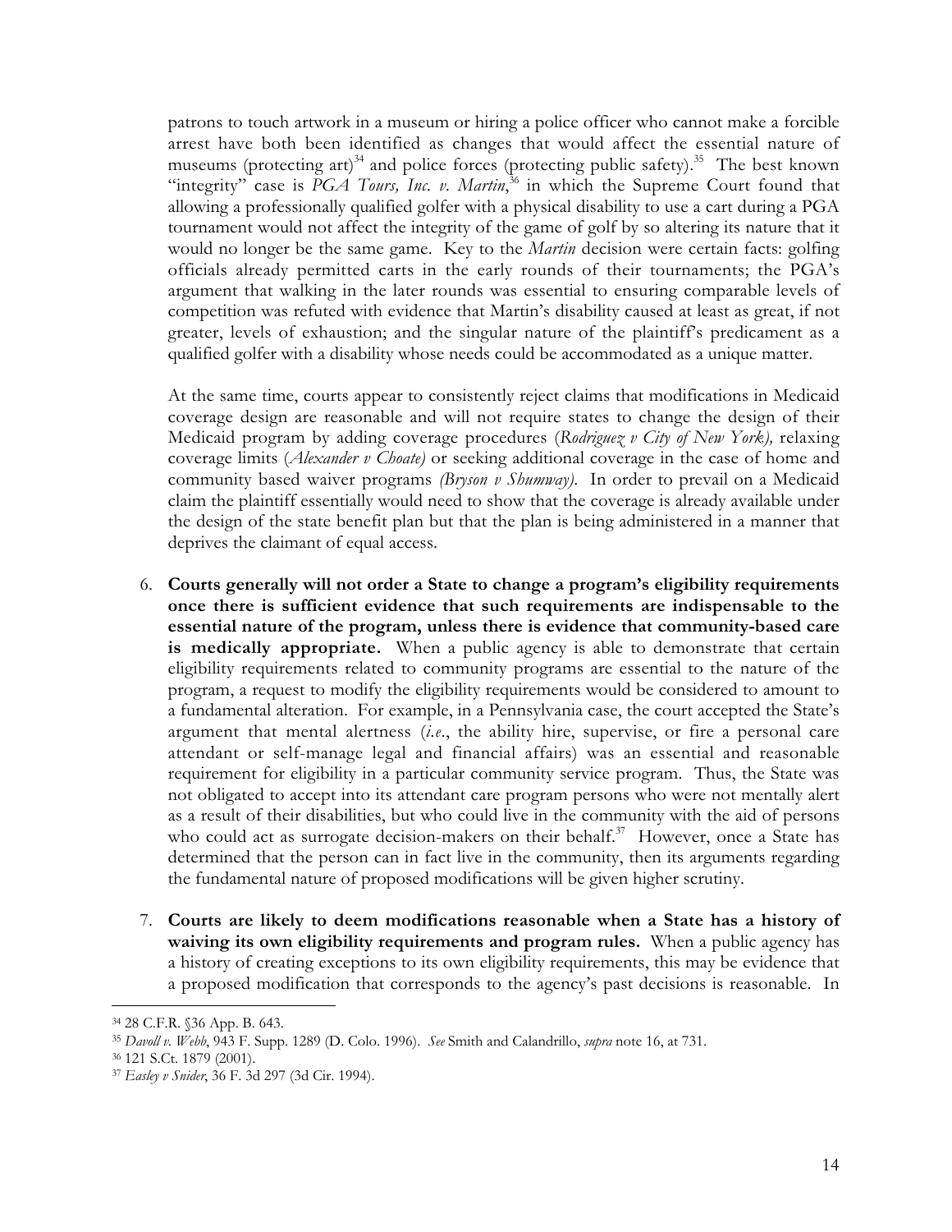patrons to touch artwork in a museum or hiring a police officer who cannot make a forcible arrest have both been identified as changes that would affect the essential nature of museums (protecting art)[34] and police forces (protecting public safety).[35] The best known "integrity" case is *PGA Tours, Inc. v. Martin*,[36] in which the Supreme Court found that allowing a professionally qualified golfer with a physical disability to use a cart during a PGA tournament would not affect the integrity of the game of golf by so altering its nature that it would no longer be the same game. Key to the *Martin* decision were certain facts: golfing officials already permitted carts in the early rounds of their tournaments; the PGA's argument that walking in the later rounds was essential to ensuring comparable levels of competition was refuted with evidence that Martin's disability caused at least as great, if not greater, levels of exhaustion; and the singular nature of the plaintiff's predicament as a qualified golfer with a disability whose needs could be accommodated as a unique matter.

At the same time, courts appear to consistently reject claims that modifications in Medicaid coverage design are reasonable and will not require states to change the design of their Medicaid program by adding coverage procedures (*Rodriguez v City of New York),* relaxing coverage limits (*Alexander v Choate)* or seeking additional coverage in the case of home and community based waiver programs *(Bryson v Shumway).* In order to prevail on a Medicaid claim the plaintiff essentially would need to show that the coverage is already available under the design of the state benefit plan but that the plan is being administered in a manner that deprives the claimant of equal access.

6. **Courts generally will not order a State to change a program's eligibility requirements once there is sufficient evidence that such requirements are indispensable to the essential nature of the program, unless there is evidence that community-based care is medically appropriate.** When a public agency is able to demonstrate that certain eligibility requirements related to community programs are essential to the nature of the program, a request to modify the eligibility requirements would be considered to amount to a fundamental alteration. For example, in a Pennsylvania case, the court accepted the State's argument that mental alertness (*i.e*., the ability hire, supervise, or fire a personal care attendant or self-manage legal and financial affairs) was an essential and reasonable requirement for eligibility in a particular community service program. Thus, the State was not obligated to accept into its attendant care program persons who were not mentally alert as a result of their disabilities, but who could live in the community with the aid of persons who could act as surrogate decision-makers on their behalf.[37] However, once a State has determined that the person can in fact live in the community, then its arguments regarding the fundamental nature of proposed modifications will be given higher scrutiny.

7. **Courts are likely to deem modifications reasonable when a State has a history of waiving its own eligibility requirements and program rules.** When a public agency has a history of creating exceptions to its own eligibility requirements, this may be evidence that a proposed modification that corresponds to the agency's past decisions is reasonable. In

---

[34] 28 C.F.R. §36 App. B. 643.

[35] *Davoll v. Webb*, 943 F. Supp. 1289 (D. Colo. 1996). *See* Smith and Calandrillo, *supra* note 16, at 731.

[36] 121 S.Ct. 1879 (2001).

[37] *Easley v Snider*, 36 F. 3d 297 (3d Cir. 1994).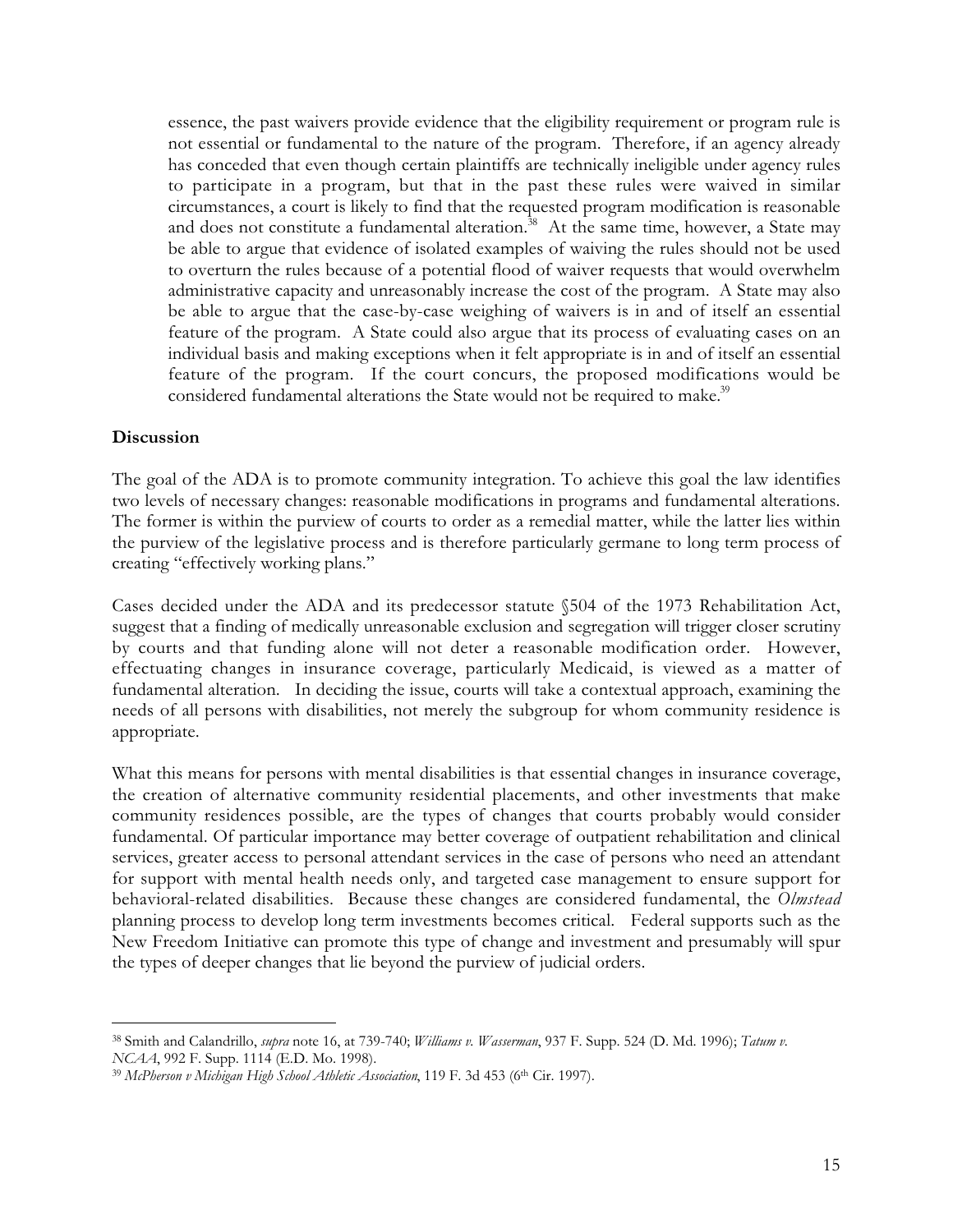essence, the past waivers provide evidence that the eligibility requirement or program rule is not essential or fundamental to the nature of the program. Therefore, if an agency already has conceded that even though certain plaintiffs are technically ineligible under agency rules to participate in a program, but that in the past these rules were waived in similar circumstances, a court is likely to find that the requested program modification is reasonable and does not constitute a fundamental alteration.[38] At the same time, however, a State may be able to argue that evidence of isolated examples of waiving the rules should not be used to overturn the rules because of a potential flood of waiver requests that would overwhelm administrative capacity and unreasonably increase the cost of the program. A State may also be able to argue that the case-by-case weighing of waivers is in and of itself an essential feature of the program. A State could also argue that its process of evaluating cases on an individual basis and making exceptions when it felt appropriate is in and of itself an essential feature of the program. If the court concurs, the proposed modifications would be considered fundamental alterations the State would not be required to make.[39]

**Discussion**

The goal of the ADA is to promote community integration. To achieve this goal the law identifies two levels of necessary changes: reasonable modifications in programs and fundamental alterations. The former is within the purview of courts to order as a remedial matter, while the latter lies within the purview of the legislative process and is therefore particularly germane to long term process of creating "effectively working plans."

Cases decided under the ADA and its predecessor statute §504 of the 1973 Rehabilitation Act, suggest that a finding of medically unreasonable exclusion and segregation will trigger closer scrutiny by courts and that funding alone will not deter a reasonable modification order. However, effectuating changes in insurance coverage, particularly Medicaid, is viewed as a matter of fundamental alteration. In deciding the issue, courts will take a contextual approach, examining the needs of all persons with disabilities, not merely the subgroup for whom community residence is appropriate.

What this means for persons with mental disabilities is that essential changes in insurance coverage, the creation of alternative community residential placements, and other investments that make community residences possible, are the types of changes that courts probably would consider fundamental. Of particular importance may better coverage of outpatient rehabilitation and clinical services, greater access to personal attendant services in the case of persons who need an attendant for support with mental health needs only, and targeted case management to ensure support for behavioral-related disabilities. Because these changes are considered fundamental, the *Olmstead* planning process to develop long term investments becomes critical. Federal supports such as the New Freedom Initiative can promote this type of change and investment and presumably will spur the types of deeper changes that lie beyond the purview of judicial orders.

---

[38] Smith and Calandrillo, *supra* note 16, at 739-740; *Williams v. Wasserman*, 937 F. Supp. 524 (D. Md. 1996); *Tatum v. NCAA*, 992 F. Supp. 1114 (E.D. Mo. 1998).

[39] *McPherson v Michigan High School Athletic Association*, 119 F. 3d 453 (6th Cir. 1997).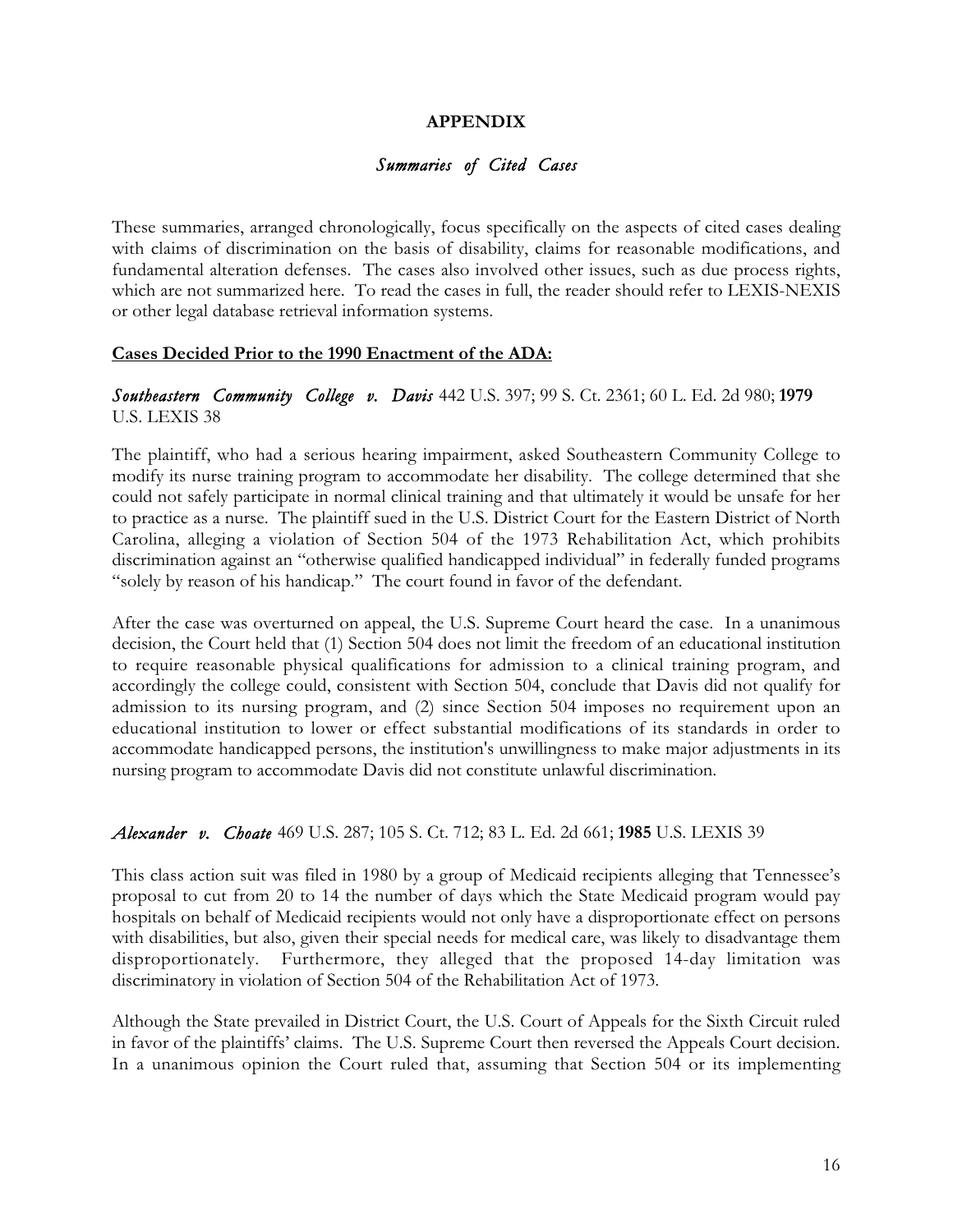# APPENDIX

## *Summaries of Cited Cases*

These summaries, arranged chronologically, focus specifically on the aspects of cited cases dealing with claims of discrimination on the basis of disability, claims for reasonable modifications, and fundamental alteration defenses. The cases also involved other issues, such as due process rights, which are not summarized here. To read the cases in full, the reader should refer to LEXIS-NEXIS or other legal database retrieval information systems.

**Cases Decided Prior to the 1990 Enactment of the ADA:**

***Southeastern Community College v. Davis*** 442 U.S. 397; 99 S. Ct. 2361; 60 L. Ed. 2d 980; **1979** U.S. LEXIS 38

The plaintiff, who had a serious hearing impairment, asked Southeastern Community College to modify its nurse training program to accommodate her disability. The college determined that she could not safely participate in normal clinical training and that ultimately it would be unsafe for her to practice as a nurse. The plaintiff sued in the U.S. District Court for the Eastern District of North Carolina, alleging a violation of Section 504 of the 1973 Rehabilitation Act, which prohibits discrimination against an "otherwise qualified handicapped individual" in federally funded programs "solely by reason of his handicap." The court found in favor of the defendant.

After the case was overturned on appeal, the U.S. Supreme Court heard the case. In a unanimous decision, the Court held that (1) Section 504 does not limit the freedom of an educational institution to require reasonable physical qualifications for admission to a clinical training program, and accordingly the college could, consistent with Section 504, conclude that Davis did not qualify for admission to its nursing program, and (2) since Section 504 imposes no requirement upon an educational institution to lower or effect substantial modifications of its standards in order to accommodate handicapped persons, the institution's unwillingness to make major adjustments in its nursing program to accommodate Davis did not constitute unlawful discrimination.

***Alexander v. Choate*** 469 U.S. 287; 105 S. Ct. 712; 83 L. Ed. 2d 661; **1985** U.S. LEXIS 39

This class action suit was filed in 1980 by a group of Medicaid recipients alleging that Tennessee's proposal to cut from 20 to 14 the number of days which the State Medicaid program would pay hospitals on behalf of Medicaid recipients would not only have a disproportionate effect on persons with disabilities, but also, given their special needs for medical care, was likely to disadvantage them disproportionately. Furthermore, they alleged that the proposed 14-day limitation was discriminatory in violation of Section 504 of the Rehabilitation Act of 1973.

Although the State prevailed in District Court, the U.S. Court of Appeals for the Sixth Circuit ruled in favor of the plaintiffs' claims. The U.S. Supreme Court then reversed the Appeals Court decision. In a unanimous opinion the Court ruled that, assuming that Section 504 or its implementing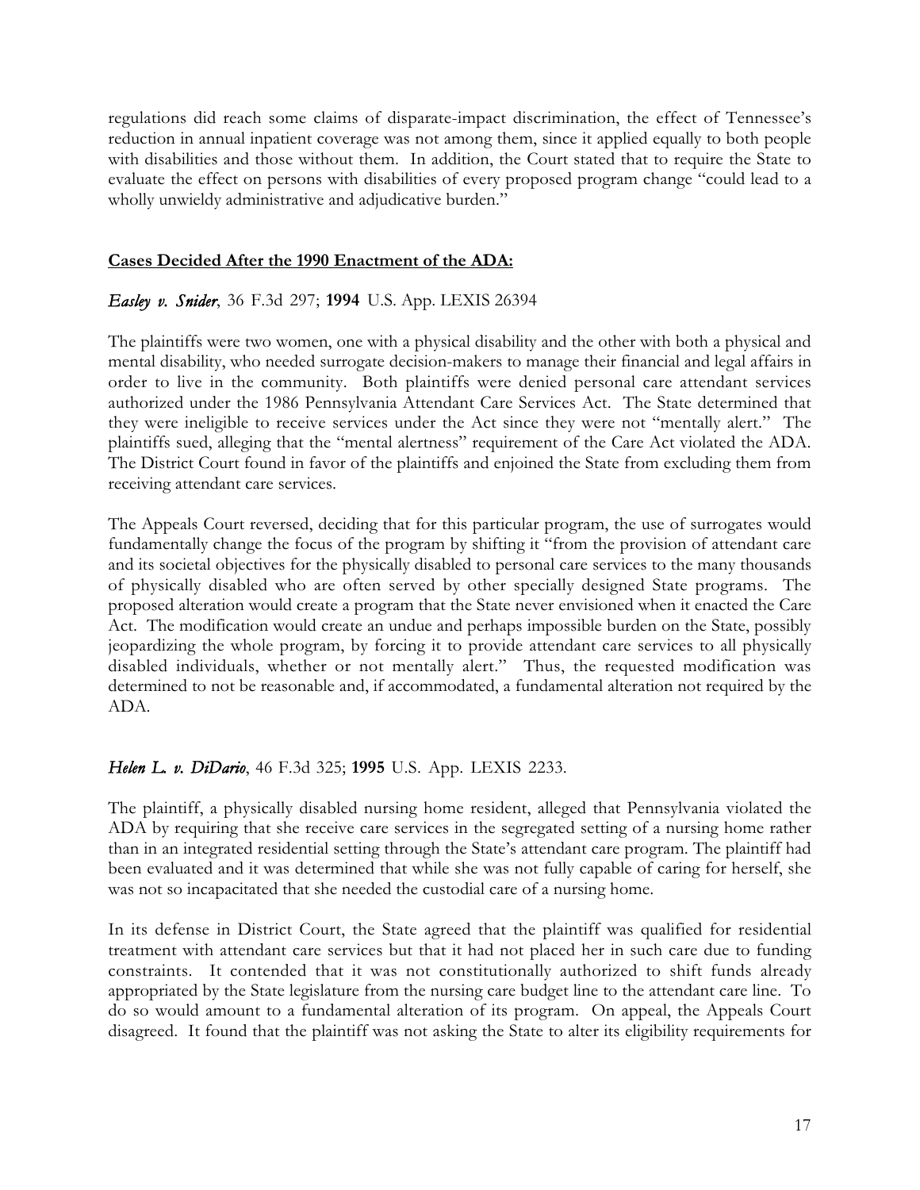regulations did reach some claims of disparate-impact discrimination, the effect of Tennessee's reduction in annual inpatient coverage was not among them, since it applied equally to both people with disabilities and those without them. In addition, the Court stated that to require the State to evaluate the effect on persons with disabilities of every proposed program change "could lead to a wholly unwieldy administrative and adjudicative burden."

**Cases Decided After the 1990 Enactment of the ADA:**

*Easley v. Snider*, 36 F.3d 297; **1994** U.S. App. LEXIS 26394

The plaintiffs were two women, one with a physical disability and the other with both a physical and mental disability, who needed surrogate decision-makers to manage their financial and legal affairs in order to live in the community. Both plaintiffs were denied personal care attendant services authorized under the 1986 Pennsylvania Attendant Care Services Act. The State determined that they were ineligible to receive services under the Act since they were not "mentally alert." The plaintiffs sued, alleging that the "mental alertness" requirement of the Care Act violated the ADA. The District Court found in favor of the plaintiffs and enjoined the State from excluding them from receiving attendant care services.

The Appeals Court reversed, deciding that for this particular program, the use of surrogates would fundamentally change the focus of the program by shifting it "from the provision of attendant care and its societal objectives for the physically disabled to personal care services to the many thousands of physically disabled who are often served by other specially designed State programs. The proposed alteration would create a program that the State never envisioned when it enacted the Care Act. The modification would create an undue and perhaps impossible burden on the State, possibly jeopardizing the whole program, by forcing it to provide attendant care services to all physically disabled individuals, whether or not mentally alert." Thus, the requested modification was determined to not be reasonable and, if accommodated, a fundamental alteration not required by the ADA.

*Helen L. v. DiDario*, 46 F.3d 325; **1995** U.S. App. LEXIS 2233.

The plaintiff, a physically disabled nursing home resident, alleged that Pennsylvania violated the ADA by requiring that she receive care services in the segregated setting of a nursing home rather than in an integrated residential setting through the State's attendant care program. The plaintiff had been evaluated and it was determined that while she was not fully capable of caring for herself, she was not so incapacitated that she needed the custodial care of a nursing home.

In its defense in District Court, the State agreed that the plaintiff was qualified for residential treatment with attendant care services but that it had not placed her in such care due to funding constraints. It contended that it was not constitutionally authorized to shift funds already appropriated by the State legislature from the nursing care budget line to the attendant care line. To do so would amount to a fundamental alteration of its program. On appeal, the Appeals Court disagreed. It found that the plaintiff was not asking the State to alter its eligibility requirements for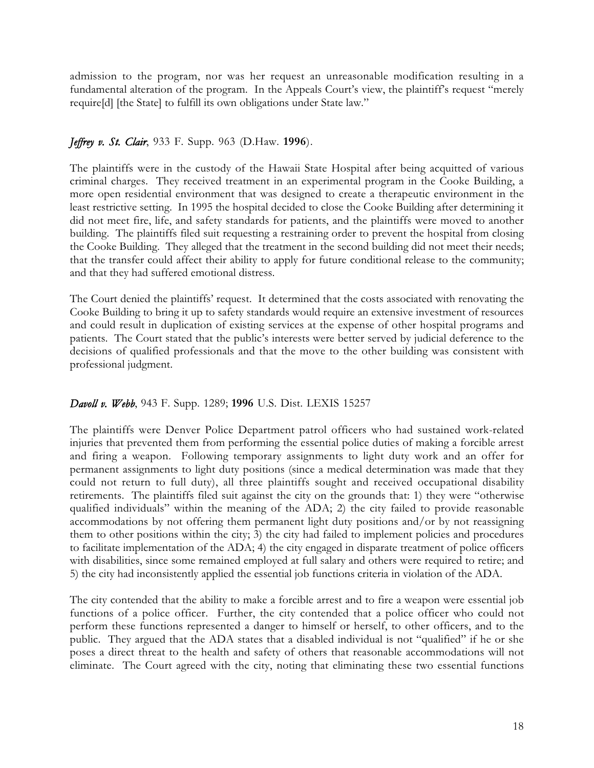admission to the program, nor was her request an unreasonable modification resulting in a fundamental alteration of the program. In the Appeals Court's view, the plaintiff's request "merely require[d] [the State] to fulfill its own obligations under State law."

***Jeffrey v. St. Clair***, 933 F. Supp. 963 (D.Haw. **1996**).

The plaintiffs were in the custody of the Hawaii State Hospital after being acquitted of various criminal charges. They received treatment in an experimental program in the Cooke Building, a more open residential environment that was designed to create a therapeutic environment in the least restrictive setting. In 1995 the hospital decided to close the Cooke Building after determining it did not meet fire, life, and safety standards for patients, and the plaintiffs were moved to another building. The plaintiffs filed suit requesting a restraining order to prevent the hospital from closing the Cooke Building. They alleged that the treatment in the second building did not meet their needs; that the transfer could affect their ability to apply for future conditional release to the community; and that they had suffered emotional distress.

The Court denied the plaintiffs' request. It determined that the costs associated with renovating the Cooke Building to bring it up to safety standards would require an extensive investment of resources and could result in duplication of existing services at the expense of other hospital programs and patients. The Court stated that the public's interests were better served by judicial deference to the decisions of qualified professionals and that the move to the other building was consistent with professional judgment.

***Davoll v. Webb***, 943 F. Supp. 1289; **1996** U.S. Dist. LEXIS 15257

The plaintiffs were Denver Police Department patrol officers who had sustained work-related injuries that prevented them from performing the essential police duties of making a forcible arrest and firing a weapon. Following temporary assignments to light duty work and an offer for permanent assignments to light duty positions (since a medical determination was made that they could not return to full duty), all three plaintiffs sought and received occupational disability retirements. The plaintiffs filed suit against the city on the grounds that: 1) they were "otherwise qualified individuals" within the meaning of the ADA; 2) the city failed to provide reasonable accommodations by not offering them permanent light duty positions and/or by not reassigning them to other positions within the city; 3) the city had failed to implement policies and procedures to facilitate implementation of the ADA; 4) the city engaged in disparate treatment of police officers with disabilities, since some remained employed at full salary and others were required to retire; and 5) the city had inconsistently applied the essential job functions criteria in violation of the ADA.

The city contended that the ability to make a forcible arrest and to fire a weapon were essential job functions of a police officer. Further, the city contended that a police officer who could not perform these functions represented a danger to himself or herself, to other officers, and to the public. They argued that the ADA states that a disabled individual is not "qualified" if he or she poses a direct threat to the health and safety of others that reasonable accommodations will not eliminate. The Court agreed with the city, noting that eliminating these two essential functions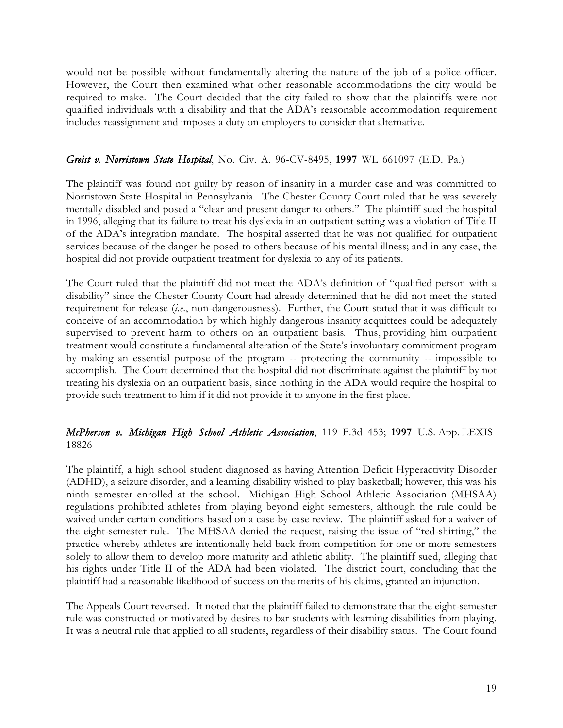would not be possible without fundamentally altering the nature of the job of a police officer. However, the Court then examined what other reasonable accommodations the city would be required to make. The Court decided that the city failed to show that the plaintiffs were not qualified individuals with a disability and that the ADA's reasonable accommodation requirement includes reassignment and imposes a duty on employers to consider that alternative.

### *Greist v. Norristown State Hospital*, No. Civ. A. 96-CV-8495, **1997** WL 661097 (E.D. Pa.)

The plaintiff was found not guilty by reason of insanity in a murder case and was committed to Norristown State Hospital in Pennsylvania. The Chester County Court ruled that he was severely mentally disabled and posed a "clear and present danger to others." The plaintiff sued the hospital in 1996, alleging that its failure to treat his dyslexia in an outpatient setting was a violation of Title II of the ADA's integration mandate. The hospital asserted that he was not qualified for outpatient services because of the danger he posed to others because of his mental illness; and in any case, the hospital did not provide outpatient treatment for dyslexia to any of its patients.

The Court ruled that the plaintiff did not meet the ADA's definition of "qualified person with a disability" since the Chester County Court had already determined that he did not meet the stated requirement for release (*i.e.*, non-dangerousness). Further, the Court stated that it was difficult to conceive of an accommodation by which highly dangerous insanity acquittees could be adequately supervised to prevent harm to others on an outpatient basis. Thus, providing him outpatient treatment would constitute a fundamental alteration of the State's involuntary commitment program by making an essential purpose of the program -- protecting the community -- impossible to accomplish. The Court determined that the hospital did not discriminate against the plaintiff by not treating his dyslexia on an outpatient basis, since nothing in the ADA would require the hospital to provide such treatment to him if it did not provide it to anyone in the first place.

### *McPherson v. Michigan High School Athletic Association*, 119 F.3d 453; **1997** U.S. App. LEXIS 18826

The plaintiff, a high school student diagnosed as having Attention Deficit Hyperactivity Disorder (ADHD), a seizure disorder, and a learning disability wished to play basketball; however, this was his ninth semester enrolled at the school. Michigan High School Athletic Association (MHSAA) regulations prohibited athletes from playing beyond eight semesters, although the rule could be waived under certain conditions based on a case-by-case review. The plaintiff asked for a waiver of the eight-semester rule. The MHSAA denied the request, raising the issue of "red-shirting," the practice whereby athletes are intentionally held back from competition for one or more semesters solely to allow them to develop more maturity and athletic ability. The plaintiff sued, alleging that his rights under Title II of the ADA had been violated. The district court, concluding that the plaintiff had a reasonable likelihood of success on the merits of his claims, granted an injunction.

The Appeals Court reversed. It noted that the plaintiff failed to demonstrate that the eight-semester rule was constructed or motivated by desires to bar students with learning disabilities from playing. It was a neutral rule that applied to all students, regardless of their disability status. The Court found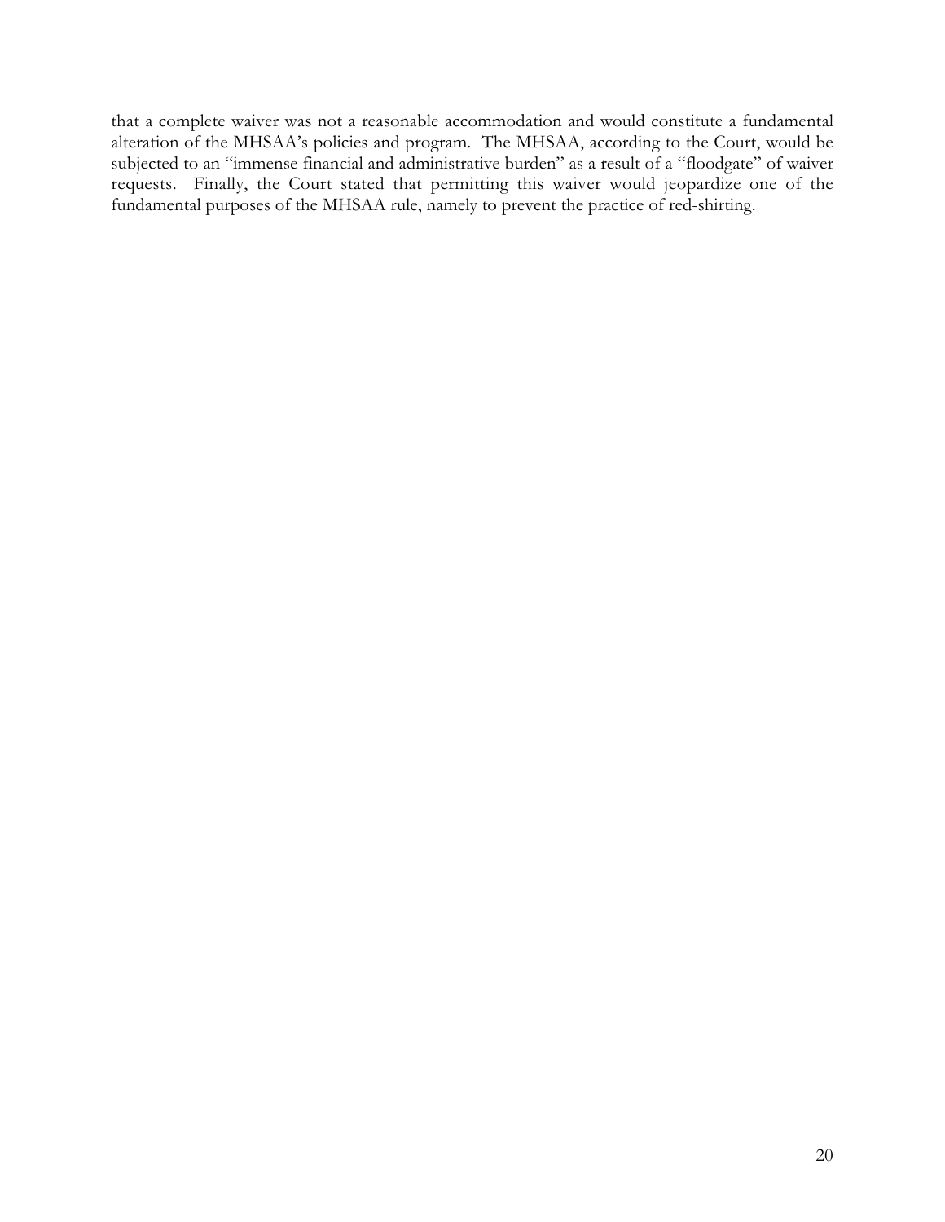that a complete waiver was not a reasonable accommodation and would constitute a fundamental alteration of the MHSAA's policies and program. The MHSAA, according to the Court, would be subjected to an "immense financial and administrative burden" as a result of a "floodgate" of waiver requests. Finally, the Court stated that permitting this waiver would jeopardize one of the fundamental purposes of the MHSAA rule, namely to prevent the practice of red-shirting.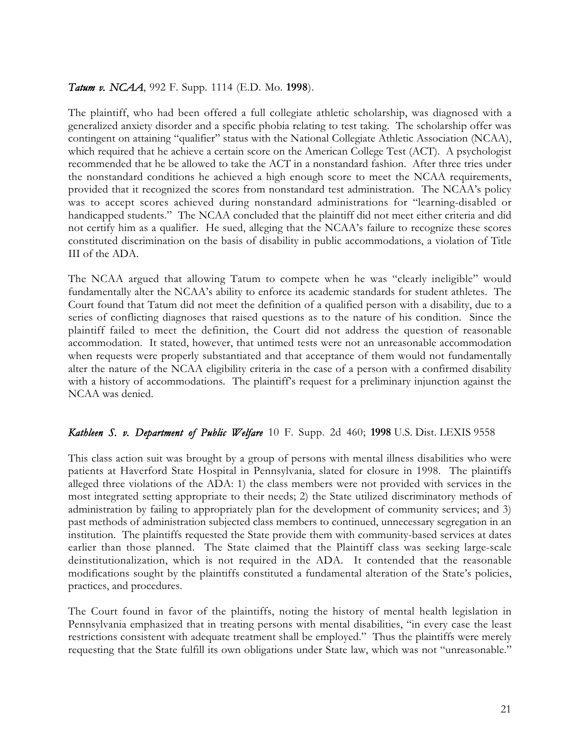*Tatum v. NCAA*, 992 F. Supp. 1114 (E.D. Mo. **1998**).

The plaintiff, who had been offered a full collegiate athletic scholarship, was diagnosed with a generalized anxiety disorder and a specific phobia relating to test taking. The scholarship offer was contingent on attaining "qualifier" status with the National Collegiate Athletic Association (NCAA), which required that he achieve a certain score on the American College Test (ACT). A psychologist recommended that he be allowed to take the ACT in a nonstandard fashion. After three tries under the nonstandard conditions he achieved a high enough score to meet the NCAA requirements, provided that it recognized the scores from nonstandard test administration. The NCAA's policy was to accept scores achieved during nonstandard administrations for "learning-disabled or handicapped students." The NCAA concluded that the plaintiff did not meet either criteria and did not certify him as a qualifier. He sued, alleging that the NCAA's failure to recognize these scores constituted discrimination on the basis of disability in public accommodations, a violation of Title III of the ADA.

The NCAA argued that allowing Tatum to compete when he was "clearly ineligible" would fundamentally alter the NCAA's ability to enforce its academic standards for student athletes. The Court found that Tatum did not meet the definition of a qualified person with a disability, due to a series of conflicting diagnoses that raised questions as to the nature of his condition. Since the plaintiff failed to meet the definition, the Court did not address the question of reasonable accommodation. It stated, however, that untimed tests were not an unreasonable accommodation when requests were properly substantiated and that acceptance of them would not fundamentally alter the nature of the NCAA eligibility criteria in the case of a person with a confirmed disability with a history of accommodations. The plaintiff's request for a preliminary injunction against the NCAA was denied.

*Kathleen S. v. Department of Public Welfare* 10 F. Supp. 2d 460; **1998** U.S. Dist. LEXIS 9558

This class action suit was brought by a group of persons with mental illness disabilities who were patients at Haverford State Hospital in Pennsylvania, slated for closure in 1998. The plaintiffs alleged three violations of the ADA: 1) the class members were not provided with services in the most integrated setting appropriate to their needs; 2) the State utilized discriminatory methods of administration by failing to appropriately plan for the development of community services; and 3) past methods of administration subjected class members to continued, unnecessary segregation in an institution. The plaintiffs requested the State provide them with community-based services at dates earlier than those planned. The State claimed that the Plaintiff class was seeking large-scale deinstitutionalization, which is not required in the ADA. It contended that the reasonable modifications sought by the plaintiffs constituted a fundamental alteration of the State's policies, practices, and procedures.

The Court found in favor of the plaintiffs, noting the history of mental health legislation in Pennsylvania emphasized that in treating persons with mental disabilities, "in every case the least restrictions consistent with adequate treatment shall be employed." Thus the plaintiffs were merely requesting that the State fulfill its own obligations under State law, which was not "unreasonable."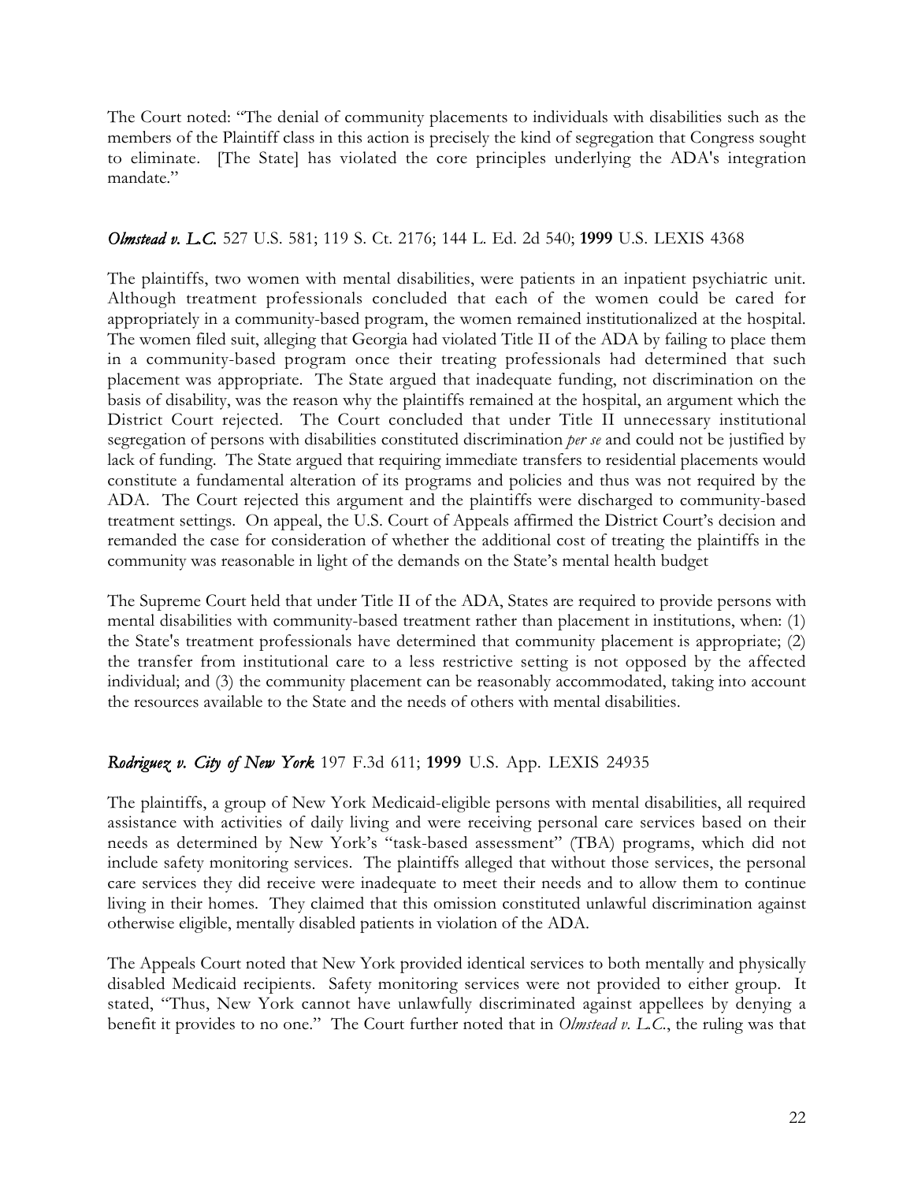The Court noted: "The denial of community placements to individuals with disabilities such as the members of the Plaintiff class in this action is precisely the kind of segregation that Congress sought to eliminate. [The State] has violated the core principles underlying the ADA's integration mandate."

### *Olmstead v. L.C.* 527 U.S. 581; 119 S. Ct. 2176; 144 L. Ed. 2d 540; **1999** U.S. LEXIS 4368

The plaintiffs, two women with mental disabilities, were patients in an inpatient psychiatric unit. Although treatment professionals concluded that each of the women could be cared for appropriately in a community-based program, the women remained institutionalized at the hospital. The women filed suit, alleging that Georgia had violated Title II of the ADA by failing to place them in a community-based program once their treating professionals had determined that such placement was appropriate. The State argued that inadequate funding, not discrimination on the basis of disability, was the reason why the plaintiffs remained at the hospital, an argument which the District Court rejected. The Court concluded that under Title II unnecessary institutional segregation of persons with disabilities constituted discrimination *per se* and could not be justified by lack of funding. The State argued that requiring immediate transfers to residential placements would constitute a fundamental alteration of its programs and policies and thus was not required by the ADA. The Court rejected this argument and the plaintiffs were discharged to community-based treatment settings. On appeal, the U.S. Court of Appeals affirmed the District Court's decision and remanded the case for consideration of whether the additional cost of treating the plaintiffs in the community was reasonable in light of the demands on the State's mental health budget

The Supreme Court held that under Title II of the ADA, States are required to provide persons with mental disabilities with community-based treatment rather than placement in institutions, when: (1) the State's treatment professionals have determined that community placement is appropriate; (2) the transfer from institutional care to a less restrictive setting is not opposed by the affected individual; and (3) the community placement can be reasonably accommodated, taking into account the resources available to the State and the needs of others with mental disabilities.

### *Rodriguez v. City of New York* 197 F.3d 611; **1999** U.S. App. LEXIS 24935

The plaintiffs, a group of New York Medicaid-eligible persons with mental disabilities, all required assistance with activities of daily living and were receiving personal care services based on their needs as determined by New York's "task-based assessment" (TBA) programs, which did not include safety monitoring services. The plaintiffs alleged that without those services, the personal care services they did receive were inadequate to meet their needs and to allow them to continue living in their homes. They claimed that this omission constituted unlawful discrimination against otherwise eligible, mentally disabled patients in violation of the ADA.

The Appeals Court noted that New York provided identical services to both mentally and physically disabled Medicaid recipients. Safety monitoring services were not provided to either group. It stated, "Thus, New York cannot have unlawfully discriminated against appellees by denying a benefit it provides to no one." The Court further noted that in *Olmstead v. L.C.*, the ruling was that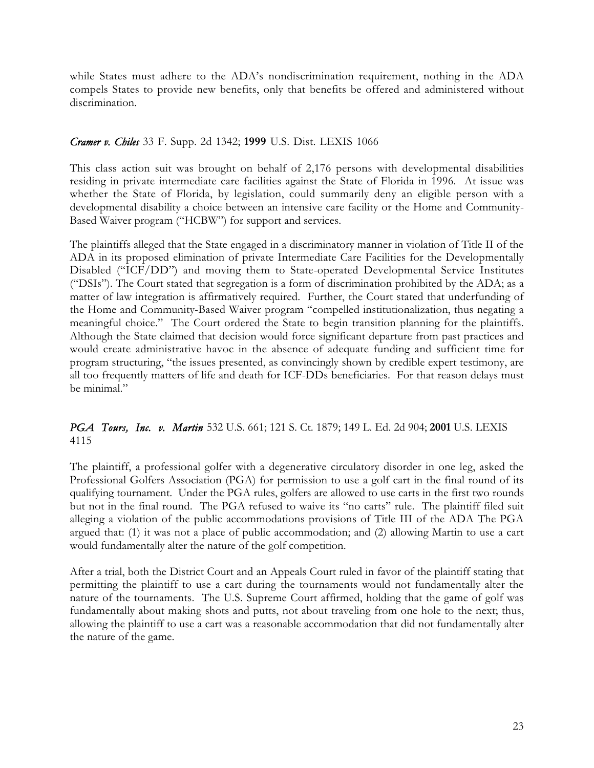while States must adhere to the ADA's nondiscrimination requirement, nothing in the ADA compels States to provide new benefits, only that benefits be offered and administered without discrimination.

***Cramer v. Chiles*** 33 F. Supp. 2d 1342; **1999** U.S. Dist. LEXIS 1066

This class action suit was brought on behalf of 2,176 persons with developmental disabilities residing in private intermediate care facilities against the State of Florida in 1996. At issue was whether the State of Florida, by legislation, could summarily deny an eligible person with a developmental disability a choice between an intensive care facility or the Home and Community-Based Waiver program ("HCBW") for support and services.

The plaintiffs alleged that the State engaged in a discriminatory manner in violation of Title II of the ADA in its proposed elimination of private Intermediate Care Facilities for the Developmentally Disabled ("ICF/DD") and moving them to State-operated Developmental Service Institutes ("DSIs"). The Court stated that segregation is a form of discrimination prohibited by the ADA; as a matter of law integration is affirmatively required. Further, the Court stated that underfunding of the Home and Community-Based Waiver program "compelled institutionalization, thus negating a meaningful choice." The Court ordered the State to begin transition planning for the plaintiffs. Although the State claimed that decision would force significant departure from past practices and would create administrative havoc in the absence of adequate funding and sufficient time for program structuring, "the issues presented, as convincingly shown by credible expert testimony, are all too frequently matters of life and death for ICF-DDs beneficiaries. For that reason delays must be minimal."

***PGA Tours, Inc. v. Martin*** 532 U.S. 661; 121 S. Ct. 1879; 149 L. Ed. 2d 904; **2001** U.S. LEXIS 4115

The plaintiff, a professional golfer with a degenerative circulatory disorder in one leg, asked the Professional Golfers Association (PGA) for permission to use a golf cart in the final round of its qualifying tournament. Under the PGA rules, golfers are allowed to use carts in the first two rounds but not in the final round. The PGA refused to waive its "no carts" rule. The plaintiff filed suit alleging a violation of the public accommodations provisions of Title III of the ADA The PGA argued that: (1) it was not a place of public accommodation; and (2) allowing Martin to use a cart would fundamentally alter the nature of the golf competition.

After a trial, both the District Court and an Appeals Court ruled in favor of the plaintiff stating that permitting the plaintiff to use a cart during the tournaments would not fundamentally alter the nature of the tournaments. The U.S. Supreme Court affirmed, holding that the game of golf was fundamentally about making shots and putts, not about traveling from one hole to the next; thus, allowing the plaintiff to use a cart was a reasonable accommodation that did not fundamentally alter the nature of the game.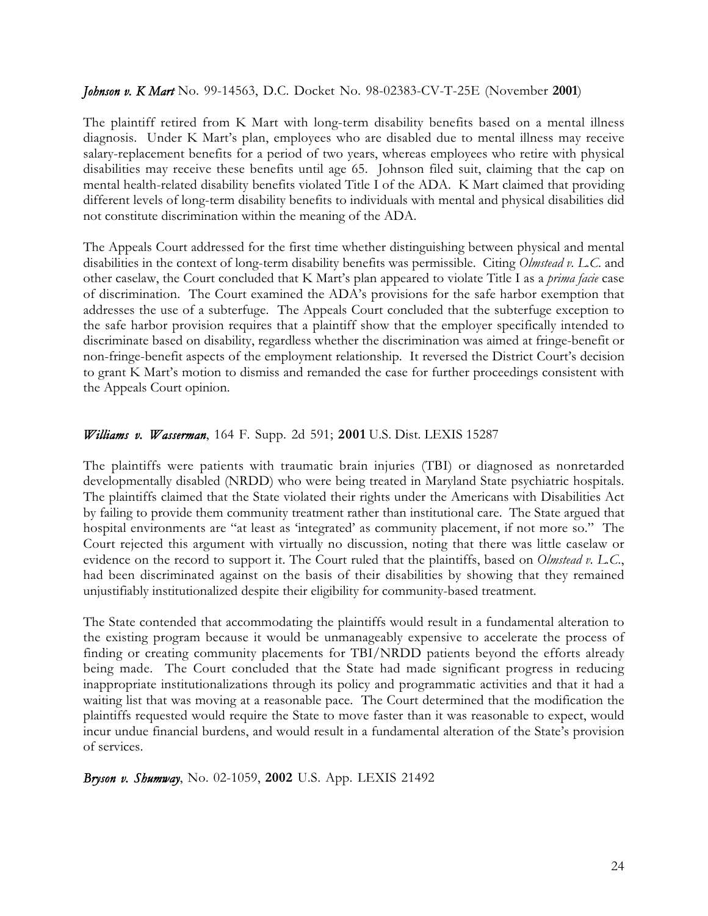***Johnson v. K Mart*** No. 99-14563, D.C. Docket No. 98-02383-CV-T-25E (November **2001**)

The plaintiff retired from K Mart with long-term disability benefits based on a mental illness diagnosis. Under K Mart's plan, employees who are disabled due to mental illness may receive salary-replacement benefits for a period of two years, whereas employees who retire with physical disabilities may receive these benefits until age 65. Johnson filed suit, claiming that the cap on mental health-related disability benefits violated Title I of the ADA. K Mart claimed that providing different levels of long-term disability benefits to individuals with mental and physical disabilities did not constitute discrimination within the meaning of the ADA.

The Appeals Court addressed for the first time whether distinguishing between physical and mental disabilities in the context of long-term disability benefits was permissible. Citing *Olmstead v. L.C.* and other caselaw, the Court concluded that K Mart's plan appeared to violate Title I as a *prima facie* case of discrimination. The Court examined the ADA's provisions for the safe harbor exemption that addresses the use of a subterfuge. The Appeals Court concluded that the subterfuge exception to the safe harbor provision requires that a plaintiff show that the employer specifically intended to discriminate based on disability, regardless whether the discrimination was aimed at fringe-benefit or non-fringe-benefit aspects of the employment relationship. It reversed the District Court's decision to grant K Mart's motion to dismiss and remanded the case for further proceedings consistent with the Appeals Court opinion.

***Williams v. Wasserman***, 164 F. Supp. 2d 591; **2001** U.S. Dist. LEXIS 15287

The plaintiffs were patients with traumatic brain injuries (TBI) or diagnosed as nonretarded developmentally disabled (NRDD) who were being treated in Maryland State psychiatric hospitals. The plaintiffs claimed that the State violated their rights under the Americans with Disabilities Act by failing to provide them community treatment rather than institutional care. The State argued that hospital environments are "at least as 'integrated' as community placement, if not more so." The Court rejected this argument with virtually no discussion, noting that there was little caselaw or evidence on the record to support it. The Court ruled that the plaintiffs, based on *Olmstead v. L.C.*, had been discriminated against on the basis of their disabilities by showing that they remained unjustifiably institutionalized despite their eligibility for community-based treatment.

The State contended that accommodating the plaintiffs would result in a fundamental alteration to the existing program because it would be unmanageably expensive to accelerate the process of finding or creating community placements for TBI/NRDD patients beyond the efforts already being made. The Court concluded that the State had made significant progress in reducing inappropriate institutionalizations through its policy and programmatic activities and that it had a waiting list that was moving at a reasonable pace. The Court determined that the modification the plaintiffs requested would require the State to move faster than it was reasonable to expect, would incur undue financial burdens, and would result in a fundamental alteration of the State's provision of services.

***Bryson v. Shumway***, No. 02-1059, **2002** U.S. App. LEXIS 21492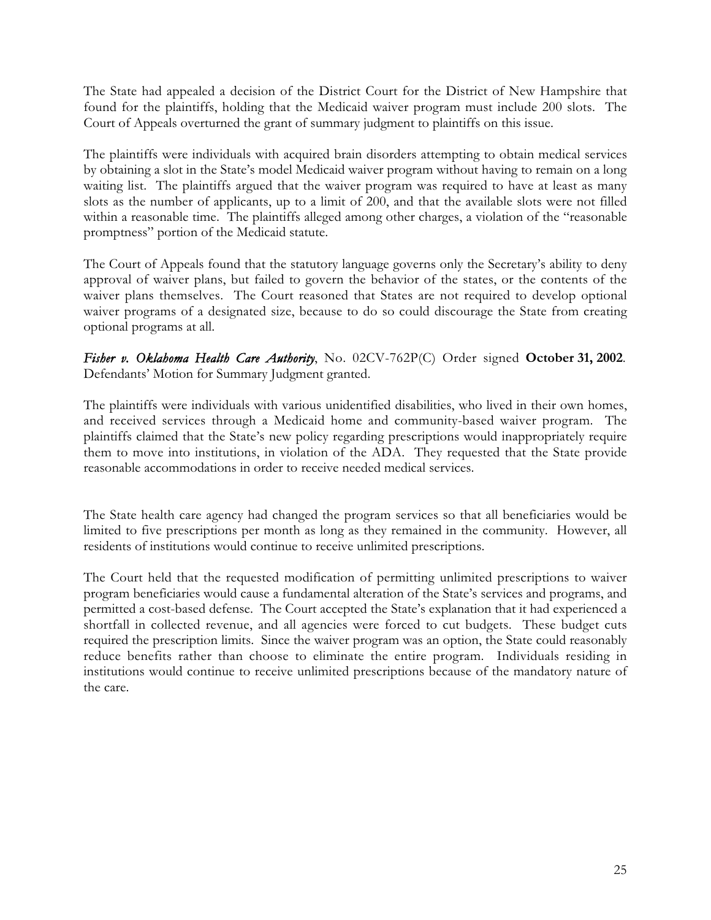The State had appealed a decision of the District Court for the District of New Hampshire that found for the plaintiffs, holding that the Medicaid waiver program must include 200 slots. The Court of Appeals overturned the grant of summary judgment to plaintiffs on this issue.

The plaintiffs were individuals with acquired brain disorders attempting to obtain medical services by obtaining a slot in the State's model Medicaid waiver program without having to remain on a long waiting list. The plaintiffs argued that the waiver program was required to have at least as many slots as the number of applicants, up to a limit of 200, and that the available slots were not filled within a reasonable time. The plaintiffs alleged among other charges, a violation of the "reasonable promptness" portion of the Medicaid statute.

The Court of Appeals found that the statutory language governs only the Secretary's ability to deny approval of waiver plans, but failed to govern the behavior of the states, or the contents of the waiver plans themselves. The Court reasoned that States are not required to develop optional waiver programs of a designated size, because to do so could discourage the State from creating optional programs at all.

***Fisher v. Oklahoma Health Care Authority***, No. 02CV-762P(C) Order signed **October 31, 2002**. Defendants' Motion for Summary Judgment granted.

The plaintiffs were individuals with various unidentified disabilities, who lived in their own homes, and received services through a Medicaid home and community-based waiver program. The plaintiffs claimed that the State's new policy regarding prescriptions would inappropriately require them to move into institutions, in violation of the ADA. They requested that the State provide reasonable accommodations in order to receive needed medical services.

The State health care agency had changed the program services so that all beneficiaries would be limited to five prescriptions per month as long as they remained in the community. However, all residents of institutions would continue to receive unlimited prescriptions.

The Court held that the requested modification of permitting unlimited prescriptions to waiver program beneficiaries would cause a fundamental alteration of the State's services and programs, and permitted a cost-based defense. The Court accepted the State's explanation that it had experienced a shortfall in collected revenue, and all agencies were forced to cut budgets. These budget cuts required the prescription limits. Since the waiver program was an option, the State could reasonably reduce benefits rather than choose to eliminate the entire program. Individuals residing in institutions would continue to receive unlimited prescriptions because of the mandatory nature of the care.